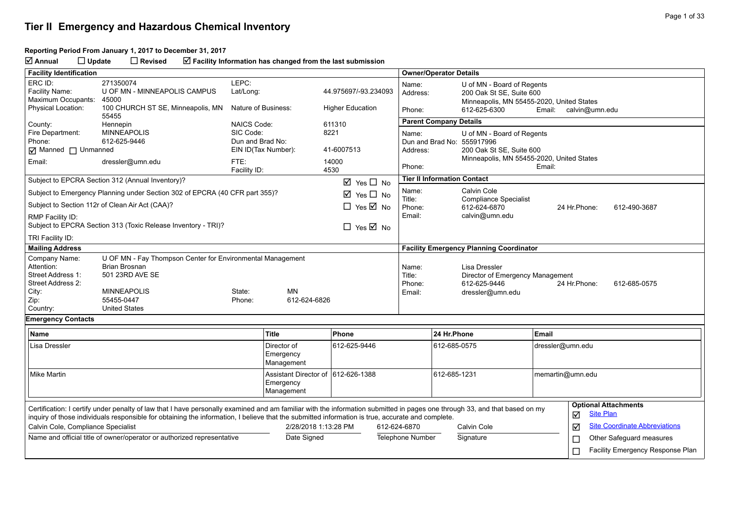# Tier II Emergency and Hazardous Chemical Inventory

**Reporting Period From January 1, 2017 to December 31, 2017**

☑ **Annual** ☐ **Update** ☐ **Revised** ☑ **Facility Information has changed from the last submission**

## Facility Identification

| | | | |
|---|---|---|---|
| ERC ID: | 271350074 | LEPC: | |
| Facility Name: | U OF MN - MINNEAPOLIS CAMPUS | Lat/Long: | 44.975697/-93.234093 |
| Maximum Occupants: | 45000 | | |
| Physical Location: | 100 CHURCH ST SE, Minneapolis, MN 55455 | Nature of Business: | Higher Education |
| County: | Hennepin | NAICS Code: | 611310 |
| Fire Department: | MINNEAPOLIS | SIC Code: | 8221 |
| Phone: | 612-625-9446 | Dun and Brad No: | |
| ☑ Manned ☐ Unmanned | | EIN ID(Tax Number): | 41-6007513 |
| Email: | dressler@umn.edu | FTE: | 14000 |
| | | Facility ID: | 4530 |

| | |
|---|---|
| Subject to EPCRA Section 312 (Annual Inventory)? | ☑ Yes ☐ No |
| Subject to Emergency Planning under Section 302 of EPCRA (40 CFR part 355)? | ☑ Yes ☐ No |
| Subject to Section 112r of Clean Air Act (CAA)? | ☐ Yes ☑ No |
| RMP Facility ID: | |
| Subject to EPCRA Section 313 (Toxic Release Inventory - TRI)? | ☐ Yes ☑ No |
| TRI Facility ID: | |

## Owner/Operator Details

| | |
|---|---|
| Name: | U of MN - Board of Regents |
| Address: | 200 Oak St SE, Suite 600, Minneapolis, MN 55455-2020, United States |
| Phone: | 612-625-6300 |
| Email: | calvin@umn.edu |

## Parent Company Details

| | |
|---|---|
| Name: | U of MN - Board of Regents |
| Dun and Brad No: | 555917996 |
| Address: | 200 Oak St SE, Suite 600, Minneapolis, MN 55455-2020, United States |
| Phone: | |
| Email: | |

## Tier II Information Contact

| | | | |
|---|---|---|---|
| Name: | Calvin Cole | | |
| Title: | Compliance Specialist | | |
| Phone: | 612-624-6870 | 24 Hr.Phone: | 612-490-3687 |
| Email: | calvin@umn.edu | | |

## Mailing Address

| | | | |
|---|---|---|---|
| Company Name: | U OF MN - Fay Thompson Center for Environmental Management | | |
| Attention: | Brian Brosnan | | |
| Street Address 1: | 501 23RD AVE SE | | |
| Street Address 2: | | | |
| City: | MINNEAPOLIS | State: | MN |
| Zip: | 55455-0447 | Phone: | 612-624-6826 |
| Country: | United States | | |

## Facility Emergency Planning Coordinator

| | | | |
|---|---|---|---|
| Name: | Lisa Dressler | | |
| Title: | Director of Emergency Management | | |
| Phone: | 612-625-9446 | 24 Hr.Phone: | 612-685-0575 |
| Email: | dressler@umn.edu | | |

## Emergency Contacts

| Name | Title | Phone | 24 Hr.Phone | Email |
|---|---|---|---|---|
| Lisa Dressler | Director of Emergency Management | 612-625-9446 | 612-685-0575 | dressler@umn.edu |
| Mike Martin | Assistant Director of Emergency Management | 612-626-1388 | 612-685-1231 | memartin@umn.edu |

Certification: I certify under penalty of law that I have personally examined and am familiar with the information submitted in pages one through 33, and that based on my inquiry of those individuals responsible for obtaining the information, I believe that the submitted information is true, accurate and complete.

| Name and official title of owner/operator or authorized representative | Date Signed | Telephone Number | Signature |
|---|---|---|---|
| Calvin Cole, Compliance Specialist | 2/28/2018 1:13:28 PM | 612-624-6870 | Calvin Cole |

**Optional Attachments**

- ☑ Site Plan
- ☑ Site Coordinate Abbreviations
- ☐ Other Safeguard measures
- ☐ Facility Emergency Response Plan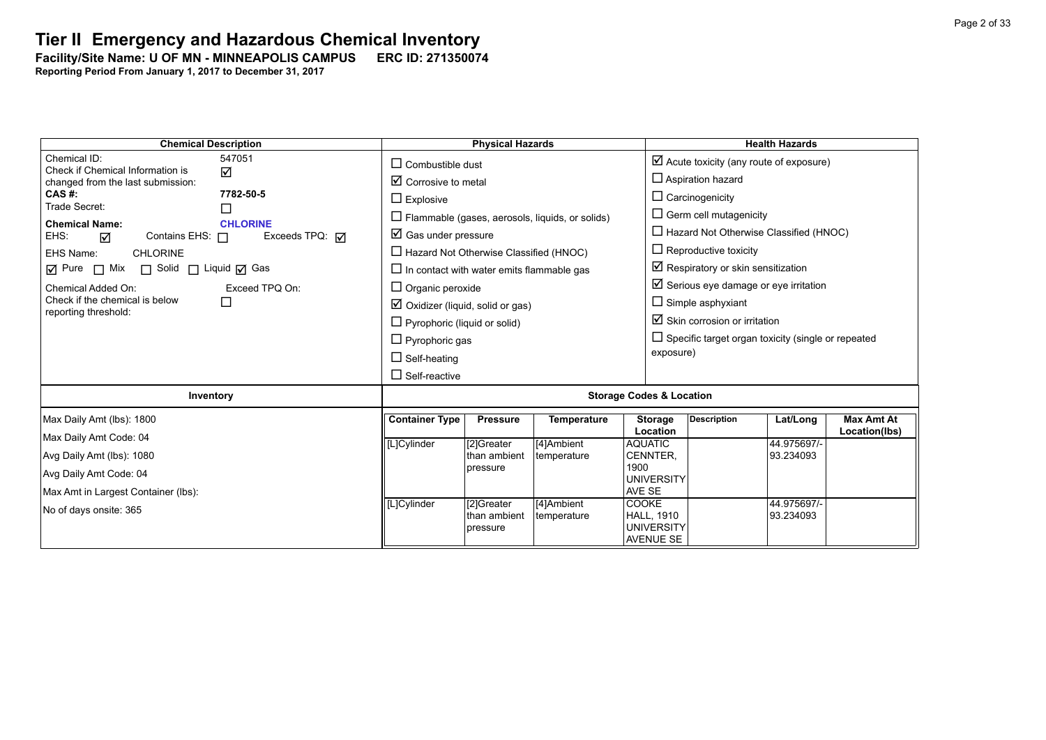# Tier II Emergency and Hazardous Chemical Inventory

**Facility/Site Name: U OF MN - MINNEAPOLIS CAMPUS ERC ID: 271350074**

**Reporting Period From January 1, 2017 to December 31, 2017**

| Chemical Description | Physical Hazards | Health Hazards |
|---|---|---|
| Chemical ID: 547051<br>Check if Chemical Information is changed from the last submission: ☑<br>**CAS #:** **7782-50-5**<br>Trade Secret: ☐<br>**Chemical Name:** **CHLORINE**<br>EHS: ☑ Contains EHS: ☐ Exceeds TPQ: ☑<br>EHS Name: CHLORINE<br>☑ Pure ☐ Mix ☐ Solid ☐ Liquid ☑ Gas<br>Chemical Added On: Exceed TPQ On:<br>Check if the chemical is below reporting threshold: ☐ | ☐ Combustible dust<br>☑ Corrosive to metal<br>☐ Explosive<br>☐ Flammable (gases, aerosols, liquids, or solids)<br>☑ Gas under pressure<br>☐ Hazard Not Otherwise Classified (HNOC)<br>☐ In contact with water emits flammable gas<br>☐ Organic peroxide<br>☑ Oxidizer (liquid, solid or gas)<br>☐ Pyrophoric (liquid or solid)<br>☐ Pyrophoric gas<br>☐ Self-heating<br>☐ Self-reactive | ☑ Acute toxicity (any route of exposure)<br>☐ Aspiration hazard<br>☐ Carcinogenicity<br>☐ Germ cell mutagenicity<br>☐ Hazard Not Otherwise Classified (HNOC)<br>☐ Reproductive toxicity<br>☑ Respiratory or skin sensitization<br>☑ Serious eye damage or eye irritation<br>☐ Simple asphyxiant<br>☑ Skin corrosion or irritation<br>☐ Specific target organ toxicity (single or repeated exposure) |

**Inventory**

Max Daily Amt (lbs): 1800
Max Daily Amt Code: 04
Avg Daily Amt (lbs): 1080
Avg Daily Amt Code: 04
Max Amt in Largest Container (lbs):
No of days onsite: 365

**Storage Codes & Location**

| Container Type | Pressure | Temperature | Storage Location | Description | Lat/Long | Max Amt At Location(lbs) |
|---|---|---|---|---|---|---|
| [L]Cylinder | [2]Greater than ambient pressure | [4]Ambient temperature | AQUATIC CENNTER, 1900 UNIVERSITY AVE SE | | 44.975697/-93.234093 | |
| [L]Cylinder | [2]Greater than ambient pressure | [4]Ambient temperature | COOKE HALL, 1910 UNIVERSITY AVENUE SE | | 44.975697/-93.234093 | |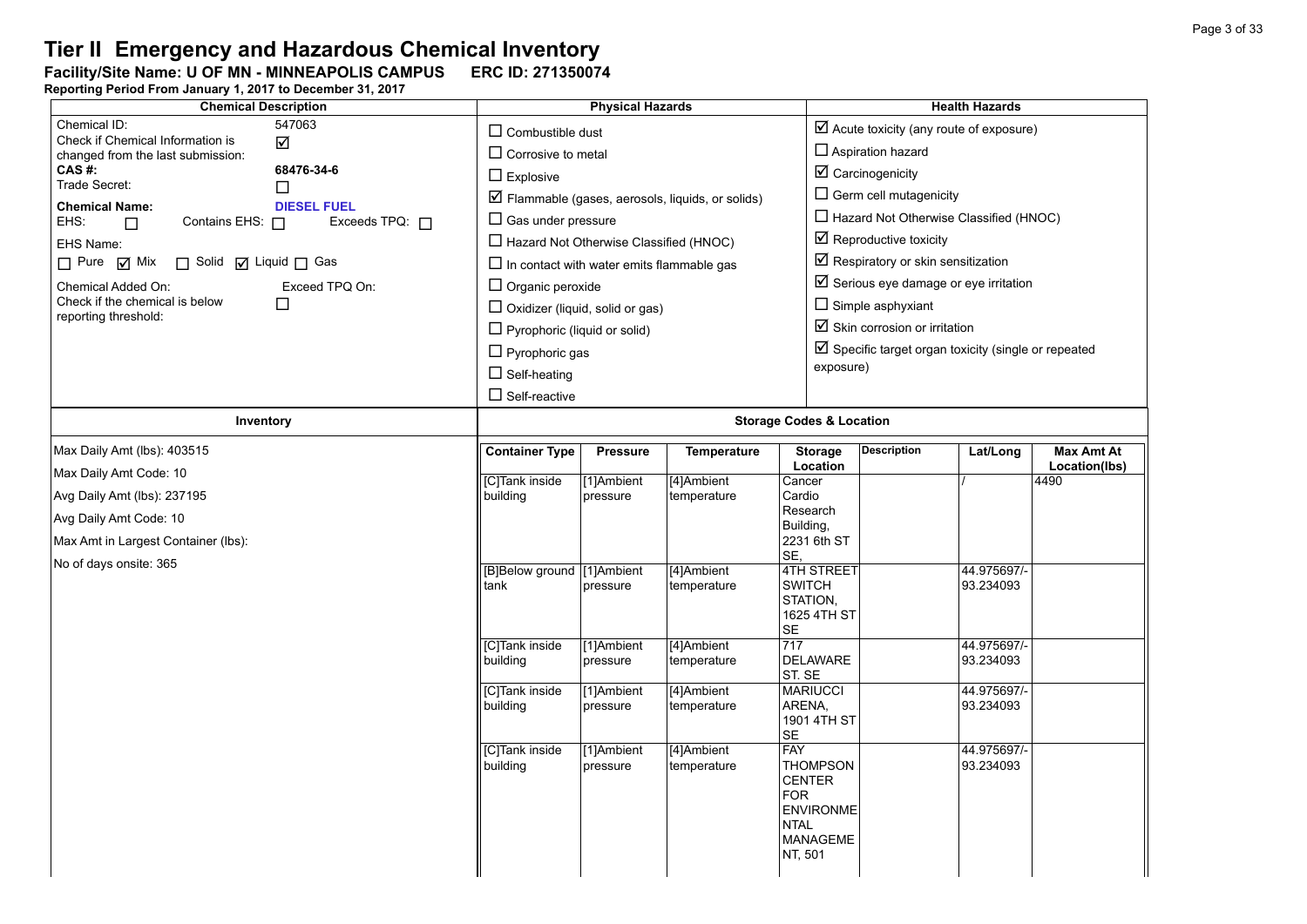# Tier II Emergency and Hazardous Chemical Inventory

**Facility/Site Name: U OF MN - MINNEAPOLIS CAMPUS ERC ID: 271350074**

**Reporting Period From January 1, 2017 to December 31, 2017**

| Chemical Description | Physical Hazards | Health Hazards |
|---|---|---|
| Chemical ID: 547063<br>Check if Chemical Information is changed from the last submission: ☑<br>**CAS #: 68476-34-6**<br>Trade Secret: ☐<br>**Chemical Name: DIESEL FUEL**<br>EHS: ☐ Contains EHS: ☐ Exceeds TPQ: ☐<br>EHS Name:<br>☐ Pure ☑ Mix ☐ Solid ☑ Liquid ☐ Gas<br>Chemical Added On: Exceed TPQ On:<br>Check if the chemical is below reporting threshold: ☐ | ☐ Combustible dust<br>☐ Corrosive to metal<br>☐ Explosive<br>☑ Flammable (gases, aerosols, liquids, or solids)<br>☐ Gas under pressure<br>☐ Hazard Not Otherwise Classified (HNOC)<br>☐ In contact with water emits flammable gas<br>☐ Organic peroxide<br>☐ Oxidizer (liquid, solid or gas)<br>☐ Pyrophoric (liquid or solid)<br>☐ Pyrophoric gas<br>☐ Self-heating<br>☐ Self-reactive | ☑ Acute toxicity (any route of exposure)<br>☐ Aspiration hazard<br>☑ Carcinogenicity<br>☐ Germ cell mutagenicity<br>☐ Hazard Not Otherwise Classified (HNOC)<br>☑ Reproductive toxicity<br>☑ Respiratory or skin sensitization<br>☑ Serious eye damage or eye irritation<br>☐ Simple asphyxiant<br>☑ Skin corrosion or irritation<br>☑ Specific target organ toxicity (single or repeated exposure) |

**Inventory**

Max Daily Amt (lbs): 403515
Max Daily Amt Code: 10
Avg Daily Amt (lbs): 237195
Avg Daily Amt Code: 10
Max Amt in Largest Container (lbs):
No of days onsite: 365

**Storage Codes & Location**

| Container Type | Pressure | Temperature | Storage Location | Description | Lat/Long | Max Amt At Location(lbs) |
|---|---|---|---|---|---|---|
| [C]Tank inside building | [1]Ambient pressure | [4]Ambient temperature | Cancer Cardio Research Building, 2231 6th ST SE, | | / | 4490 |
| [B]Below ground tank | [1]Ambient pressure | [4]Ambient temperature | 4TH STREET SWITCH STATION, 1625 4TH ST SE | | 44.975697/-93.234093 | |
| [C]Tank inside building | [1]Ambient pressure | [4]Ambient temperature | 717 DELAWARE ST. SE | | 44.975697/-93.234093 | |
| [C]Tank inside building | [1]Ambient pressure | [4]Ambient temperature | MARIUCCI ARENA, 1901 4TH ST SE | | 44.975697/-93.234093 | |
| [C]Tank inside building | [1]Ambient pressure | [4]Ambient temperature | FAY THOMPSON CENTER FOR ENVIRONMENTAL MANAGEMENT, 501 | | 44.975697/-93.234093 | |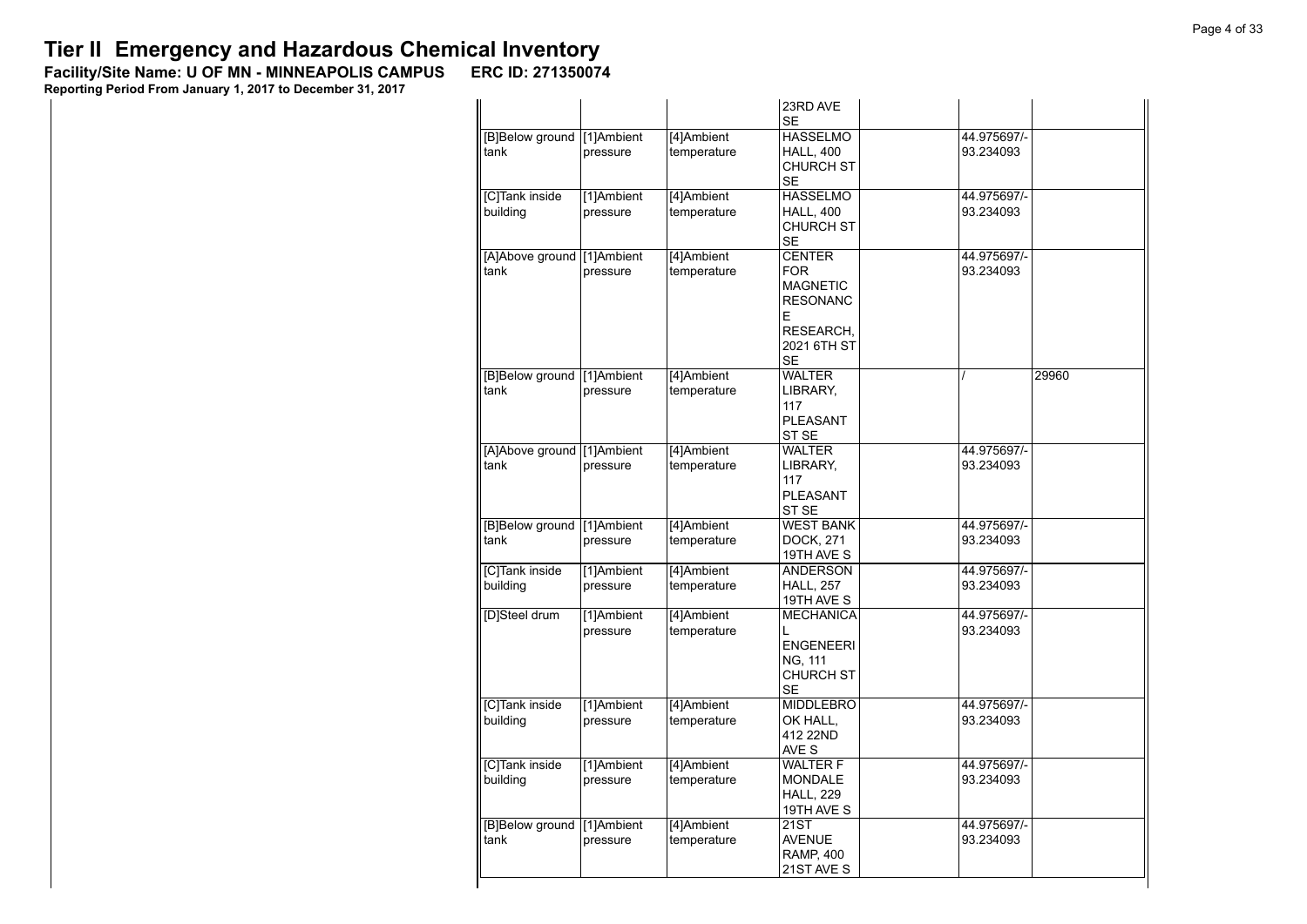# Tier II Emergency and Hazardous Chemical Inventory

**Facility/Site Name: U OF MN - MINNEAPOLIS CAMPUS ERC ID: 271350074**

**Reporting Period From January 1, 2017 to December 31, 2017**

| | | | | | | |
|---|---|---|---|---|---|---|
| | | | 23RD AVE SE | | | |
| [B]Below ground tank | [1]Ambient pressure | [4]Ambient temperature | HASSELMO HALL, 400 CHURCH ST SE | | 44.975697/-93.234093 | |
| [C]Tank inside building | [1]Ambient pressure | [4]Ambient temperature | HASSELMO HALL, 400 CHURCH ST SE | | 44.975697/-93.234093 | |
| [A]Above ground tank | [1]Ambient pressure | [4]Ambient temperature | CENTER FOR MAGNETIC RESONANCE RESEARCH, 2021 6TH ST SE | | 44.975697/-93.234093 | |
| [B]Below ground tank | [1]Ambient pressure | [4]Ambient temperature | WALTER LIBRARY, 117 PLEASANT ST SE | | / | 29960 |
| [A]Above ground tank | [1]Ambient pressure | [4]Ambient temperature | WALTER LIBRARY, 117 PLEASANT ST SE | | 44.975697/-93.234093 | |
| [B]Below ground tank | [1]Ambient pressure | [4]Ambient temperature | WEST BANK DOCK, 271 19TH AVE S | | 44.975697/-93.234093 | |
| [C]Tank inside building | [1]Ambient pressure | [4]Ambient temperature | ANDERSON HALL, 257 19TH AVE S | | 44.975697/-93.234093 | |
| [D]Steel drum | [1]Ambient pressure | [4]Ambient temperature | MECHANICAL ENGENEERING, 111 CHURCH ST SE | | 44.975697/-93.234093 | |
| [C]Tank inside building | [1]Ambient pressure | [4]Ambient temperature | MIDDLEBROOK HALL, 412 22ND AVE S | | 44.975697/-93.234093 | |
| [C]Tank inside building | [1]Ambient pressure | [4]Ambient temperature | WALTER F MONDALE HALL, 229 19TH AVE S | | 44.975697/-93.234093 | |
| [B]Below ground tank | [1]Ambient pressure | [4]Ambient temperature | 21ST AVENUE RAMP, 400 21ST AVE S | | 44.975697/-93.234093 | |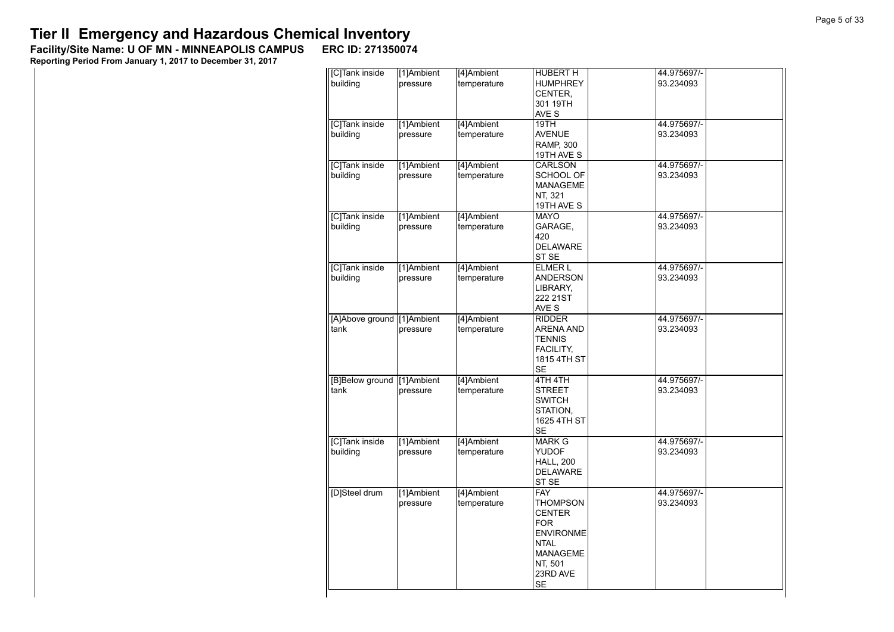# Tier II Emergency and Hazardous Chemical Inventory

**Facility/Site Name: U OF MN - MINNEAPOLIS CAMPUS ERC ID: 271350074**

**Reporting Period From January 1, 2017 to December 31, 2017**

| | | | | | | |
|---|---|---|---|---|---|---|
| [C]Tank inside building | [1]Ambient pressure | [4]Ambient temperature | HUBERT H HUMPHREY CENTER, 301 19TH AVE S | | 44.975697/-93.234093 | |
| [C]Tank inside building | [1]Ambient pressure | [4]Ambient temperature | 19TH AVENUE RAMP, 300 19TH AVE S | | 44.975697/-93.234093 | |
| [C]Tank inside building | [1]Ambient pressure | [4]Ambient temperature | CARLSON SCHOOL OF MANAGEMENT, 321 19TH AVE S | | 44.975697/-93.234093 | |
| [C]Tank inside building | [1]Ambient pressure | [4]Ambient temperature | MAYO GARAGE, 420 DELAWARE ST SE | | 44.975697/-93.234093 | |
| [C]Tank inside building | [1]Ambient pressure | [4]Ambient temperature | ELMER L ANDERSON LIBRARY, 222 21ST AVE S | | 44.975697/-93.234093 | |
| [A]Above ground tank | [1]Ambient pressure | [4]Ambient temperature | RIDDER ARENA AND TENNIS FACILITY, 1815 4TH ST SE | | 44.975697/-93.234093 | |
| [B]Below ground tank | [1]Ambient pressure | [4]Ambient temperature | 4TH 4TH STREET SWITCH STATION, 1625 4TH ST SE | | 44.975697/-93.234093 | |
| [C]Tank inside building | [1]Ambient pressure | [4]Ambient temperature | MARK G YUDOF HALL, 200 DELAWARE ST SE | | 44.975697/-93.234093 | |
| [D]Steel drum | [1]Ambient pressure | [4]Ambient temperature | FAY THOMPSON CENTER FOR ENVIRONMENTAL MANAGEMENT, 501 23RD AVE SE | | 44.975697/-93.234093 | |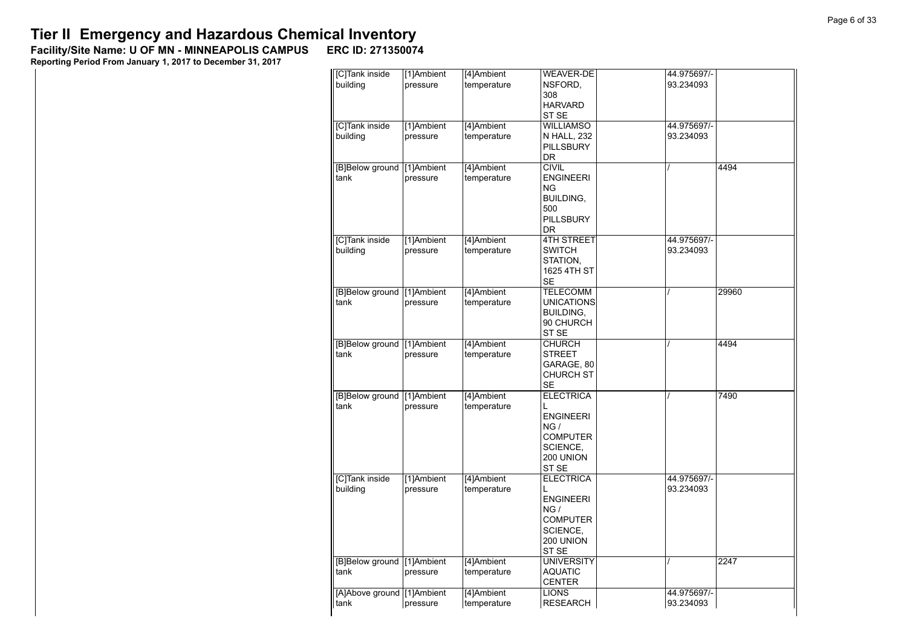# Tier II Emergency and Hazardous Chemical Inventory

**Facility/Site Name: U OF MN - MINNEAPOLIS CAMPUS ERC ID: 271350074**

**Reporting Period From January 1, 2017 to December 31, 2017**

| | | | | | | |
|---|---|---|---|---|---|---|
| [C]Tank inside building | [1]Ambient pressure | [4]Ambient temperature | WEAVER-DENSFORD, 308 HARVARD ST SE | | 44.975697/-93.234093 | |
| [C]Tank inside building | [1]Ambient pressure | [4]Ambient temperature | WILLIAMSON HALL, 232 PILLSBURY DR | | 44.975697/-93.234093 | |
| [B]Below ground tank | [1]Ambient pressure | [4]Ambient temperature | CIVIL ENGINEERING BUILDING, 500 PILLSBURY DR | | / | 4494 |
| [C]Tank inside building | [1]Ambient pressure | [4]Ambient temperature | 4TH STREET SWITCH STATION, 1625 4TH ST SE | | 44.975697/-93.234093 | |
| [B]Below ground tank | [1]Ambient pressure | [4]Ambient temperature | TELECOMMUNICATIONS BUILDING, 90 CHURCH ST SE | | / | 29960 |
| [B]Below ground tank | [1]Ambient pressure | [4]Ambient temperature | CHURCH STREET GARAGE, 80 CHURCH ST SE | | / | 4494 |
| [B]Below ground tank | [1]Ambient pressure | [4]Ambient temperature | ELECTRICAL ENGINEERING / COMPUTER SCIENCE, 200 UNION ST SE | | / | 7490 |
| [C]Tank inside building | [1]Ambient pressure | [4]Ambient temperature | ELECTRICAL ENGINEERING / COMPUTER SCIENCE, 200 UNION ST SE | | 44.975697/-93.234093 | |
| [B]Below ground tank | [1]Ambient pressure | [4]Ambient temperature | UNIVERSITY AQUATIC CENTER | | / | 2247 |
| [A]Above ground tank | [1]Ambient pressure | [4]Ambient temperature | LIONS RESEARCH | | 44.975697/-93.234093 | |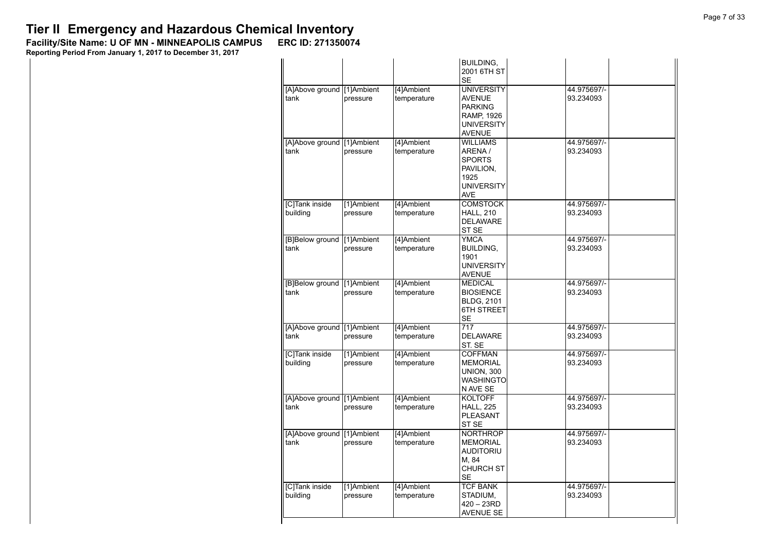# Tier II Emergency and Hazardous Chemical Inventory

**Facility/Site Name: U OF MN - MINNEAPOLIS CAMPUS ERC ID: 271350074**

**Reporting Period From January 1, 2017 to December 31, 2017**

| | | | | | | |
|---|---|---|---|---|---|---|
| | | | BUILDING, 2001 6TH ST SE | | | |
| [A]Above ground tank | [1]Ambient pressure | [4]Ambient temperature | UNIVERSITY AVENUE PARKING RAMP, 1926 UNIVERSITY AVENUE | | 44.975697/-93.234093 | |
| [A]Above ground tank | [1]Ambient pressure | [4]Ambient temperature | WILLIAMS ARENA / SPORTS PAVILION, 1925 UNIVERSITY AVE | | 44.975697/-93.234093 | |
| [C]Tank inside building | [1]Ambient pressure | [4]Ambient temperature | COMSTOCK HALL, 210 DELAWARE ST SE | | 44.975697/-93.234093 | |
| [B]Below ground tank | [1]Ambient pressure | [4]Ambient temperature | YMCA BUILDING, 1901 UNIVERSITY AVENUE | | 44.975697/-93.234093 | |
| [B]Below ground tank | [1]Ambient pressure | [4]Ambient temperature | MEDICAL BIOSIENCE BLDG, 2101 6TH STREET SE | | 44.975697/-93.234093 | |
| [A]Above ground tank | [1]Ambient pressure | [4]Ambient temperature | 717 DELAWARE ST. SE | | 44.975697/-93.234093 | |
| [C]Tank inside building | [1]Ambient pressure | [4]Ambient temperature | COFFMAN MEMORIAL UNION, 300 WASHINGTON AVE SE | | 44.975697/-93.234093 | |
| [A]Above ground tank | [1]Ambient pressure | [4]Ambient temperature | KOLTOFF HALL, 225 PLEASANT ST SE | | 44.975697/-93.234093 | |
| [A]Above ground tank | [1]Ambient pressure | [4]Ambient temperature | NORTHROP MEMORIAL AUDITORIUM, 84 CHURCH ST SE | | 44.975697/-93.234093 | |
| [C]Tank inside building | [1]Ambient pressure | [4]Ambient temperature | TCF BANK STADIUM, 420 – 23RD AVENUE SE | | 44.975697/-93.234093 | |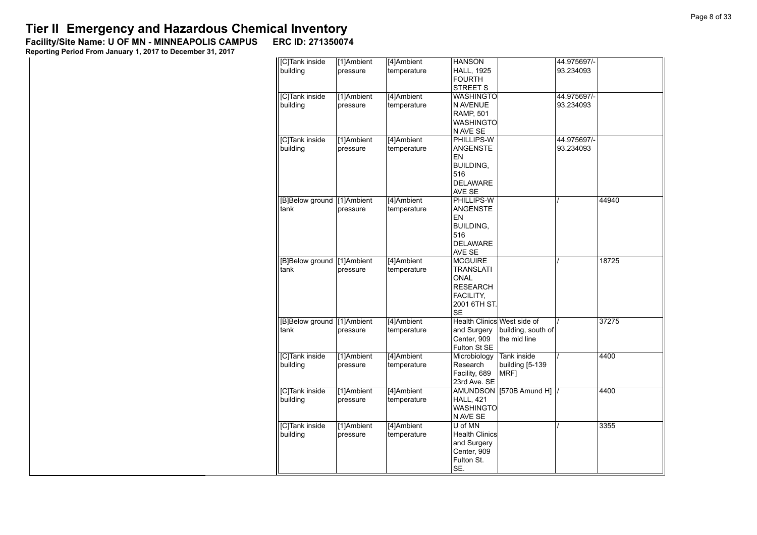# Tier II Emergency and Hazardous Chemical Inventory

**Facility/Site Name: U OF MN - MINNEAPOLIS CAMPUS ERC ID: 271350074**

**Reporting Period From January 1, 2017 to December 31, 2017**

| | | | | | | |
|---|---|---|---|---|---|---|
| [C]Tank inside building | [1]Ambient pressure | [4]Ambient temperature | HANSON HALL, 1925 FOURTH STREET S | | 44.975697/-93.234093 | |
| [C]Tank inside building | [1]Ambient pressure | [4]Ambient temperature | WASHINGTON AVENUE RAMP, 501 WASHINGTON AVE SE | | 44.975697/-93.234093 | |
| [C]Tank inside building | [1]Ambient pressure | [4]Ambient temperature | PHILLIPS-WANGENSTEEN BUILDING, 516 DELAWARE AVE SE | | 44.975697/-93.234093 | |
| [B]Below ground tank | [1]Ambient pressure | [4]Ambient temperature | PHILLIPS-WANGENSTEEN BUILDING, 516 DELAWARE AVE SE | | / | 44940 |
| [B]Below ground tank | [1]Ambient pressure | [4]Ambient temperature | MCGUIRE TRANSLATIONAL RESEARCH FACILITY, 2001 6TH ST. SE | | / | 18725 |
| [B]Below ground tank | [1]Ambient pressure | [4]Ambient temperature | Health Clinics and Surgery Center, 909 Fulton St SE | West side of building, south of the mid line | / | 37275 |
| [C]Tank inside building | [1]Ambient pressure | [4]Ambient temperature | Microbiology Research Facility, 689 23rd Ave. SE | Tank inside building [5-139 MRF] | / | 4400 |
| [C]Tank inside building | [1]Ambient pressure | [4]Ambient temperature | AMUNDSON HALL, 421 WASHINGTON AVE SE | [570B Amund H] | / | 4400 |
| [C]Tank inside building | [1]Ambient pressure | [4]Ambient temperature | U of MN Health Clinics and Surgery Center, 909 Fulton St. SE. | | / | 3355 |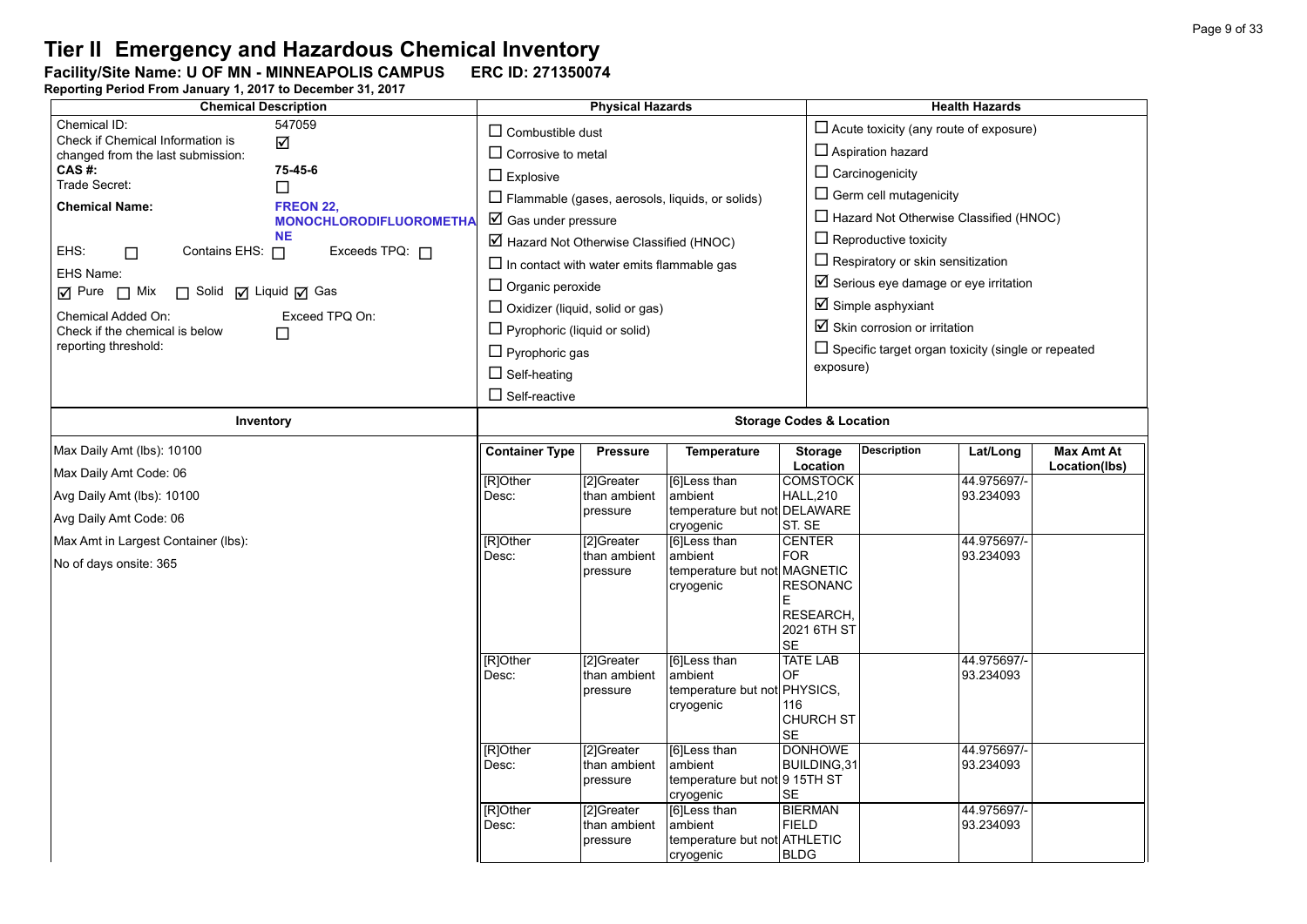# Tier II Emergency and Hazardous Chemical Inventory

**Facility/Site Name: U OF MN - MINNEAPOLIS CAMPUS ERC ID: 271350074**

**Reporting Period From January 1, 2017 to December 31, 2017**

| Chemical Description | Physical Hazards | Health Hazards |
|---|---|---|
| Chemical ID: 547059<br>Check if Chemical Information is changed from the last submission: ☑<br>**CAS #: 75-45-6**<br>Trade Secret: ☐<br>**Chemical Name: FREON 22, MONOCHLORODIFLUOROMETHANE**<br>EHS: ☐ Contains EHS: ☐ Exceeds TPQ: ☐<br>EHS Name:<br>☑ Pure ☐ Mix ☐ Solid ☑ Liquid ☑ Gas<br>Chemical Added On: Exceed TPQ On:<br>Check if the chemical is below reporting threshold: ☐ | ☐ Combustible dust<br>☐ Corrosive to metal<br>☐ Explosive<br>☐ Flammable (gases, aerosols, liquids, or solids)<br>☑ Gas under pressure<br>☑ Hazard Not Otherwise Classified (HNOC)<br>☐ In contact with water emits flammable gas<br>☐ Organic peroxide<br>☐ Oxidizer (liquid, solid or gas)<br>☐ Pyrophoric (liquid or solid)<br>☐ Pyrophoric gas<br>☐ Self-heating<br>☐ Self-reactive | ☐ Acute toxicity (any route of exposure)<br>☐ Aspiration hazard<br>☐ Carcinogenicity<br>☐ Germ cell mutagenicity<br>☐ Hazard Not Otherwise Classified (HNOC)<br>☐ Reproductive toxicity<br>☐ Respiratory or skin sensitization<br>☑ Serious eye damage or eye irritation<br>☑ Simple asphyxiant<br>☑ Skin corrosion or irritation<br>☐ Specific target organ toxicity (single or repeated exposure) |

**Inventory**

Max Daily Amt (lbs): 10100
Max Daily Amt Code: 06
Avg Daily Amt (lbs): 10100
Avg Daily Amt Code: 06
Max Amt in Largest Container (lbs):
No of days onsite: 365

**Storage Codes & Location**

| Container Type | Pressure | Temperature | Storage Location | Description | Lat/Long | Max Amt At Location(lbs) |
|---|---|---|---|---|---|---|
| [R]Other Desc: | [2]Greater than ambient pressure | [6]Less than ambient temperature but not cryogenic | COMSTOCK HALL,210 DELAWARE ST. SE | | 44.975697/-93.234093 | |
| [R]Other Desc: | [2]Greater than ambient pressure | [6]Less than ambient temperature but not cryogenic | CENTER FOR MAGNETIC RESONANCE RESEARCH, 2021 6TH ST SE | | 44.975697/-93.234093 | |
| [R]Other Desc: | [2]Greater than ambient pressure | [6]Less than ambient temperature but not cryogenic | TATE LAB OF PHYSICS, 116 CHURCH ST SE | | 44.975697/-93.234093 | |
| [R]Other Desc: | [2]Greater than ambient pressure | [6]Less than ambient temperature but not cryogenic | DONHOWE BUILDING,319 15TH ST SE | | 44.975697/-93.234093 | |
| [R]Other Desc: | [2]Greater than ambient pressure | [6]Less than ambient temperature but not cryogenic | BIERMAN FIELD ATHLETIC BLDG | | 44.975697/-93.234093 | |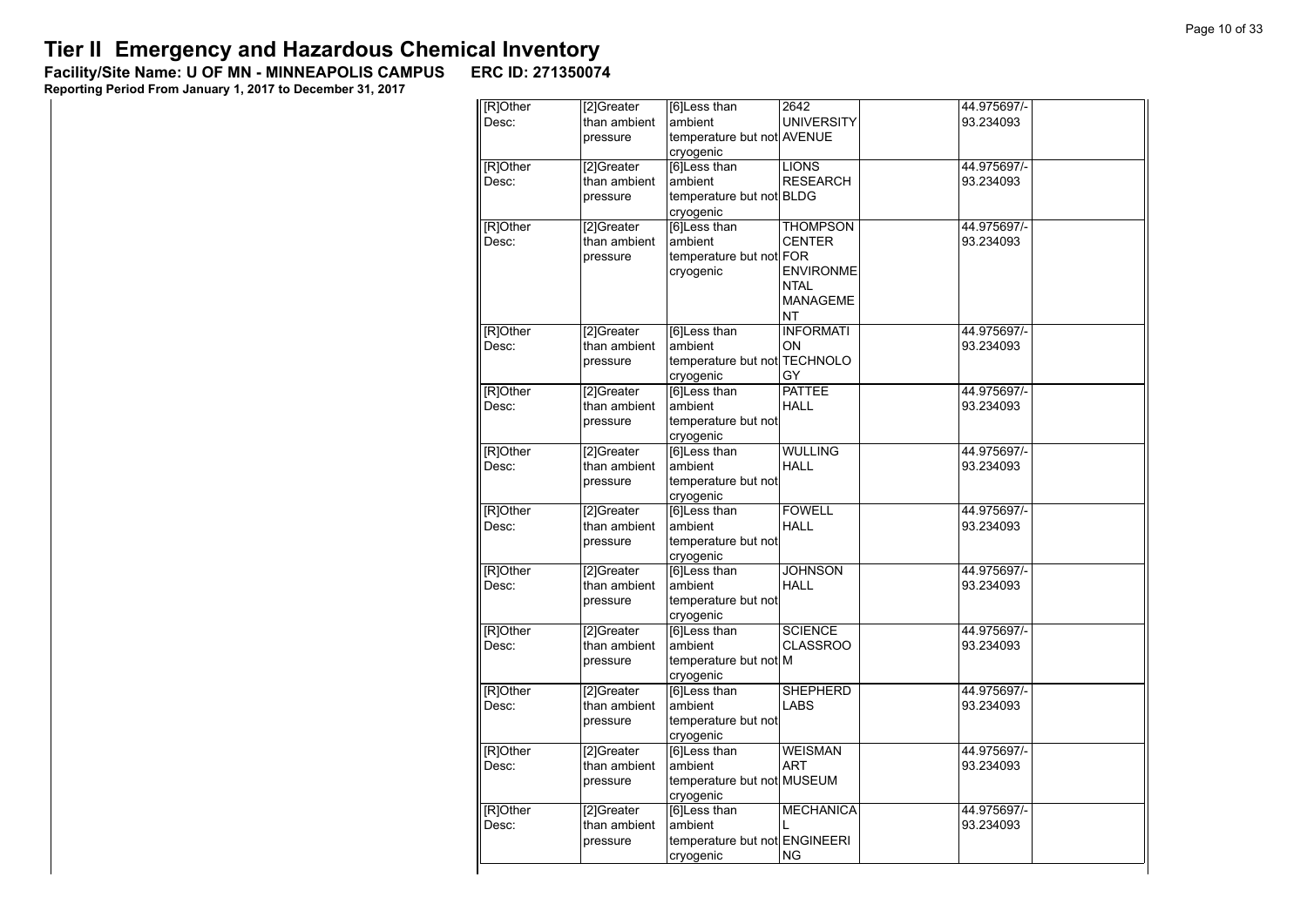# Tier II Emergency and Hazardous Chemical Inventory

**Facility/Site Name: U OF MN - MINNEAPOLIS CAMPUS ERC ID: 271350074**

**Reporting Period From January 1, 2017 to December 31, 2017**

| | | | | | | |
|---|---|---|---|---|---|---|
| [R]Other Desc: | [2]Greater than ambient pressure | [6]Less than ambient temperature but not cryogenic | 2642 UNIVERSITY AVENUE | | 44.975697/-93.234093 | |
| [R]Other Desc: | [2]Greater than ambient pressure | [6]Less than ambient temperature but not cryogenic | LIONS RESEARCH BLDG | | 44.975697/-93.234093 | |
| [R]Other Desc: | [2]Greater than ambient pressure | [6]Less than ambient temperature but not cryogenic | THOMPSON CENTER FOR ENVIRONMENTAL MANAGEMENT | | 44.975697/-93.234093 | |
| [R]Other Desc: | [2]Greater than ambient pressure | [6]Less than ambient temperature but not cryogenic | INFORMATION TECHNOLOGY | | 44.975697/-93.234093 | |
| [R]Other Desc: | [2]Greater than ambient pressure | [6]Less than ambient temperature but not cryogenic | PATTEE HALL | | 44.975697/-93.234093 | |
| [R]Other Desc: | [2]Greater than ambient pressure | [6]Less than ambient temperature but not cryogenic | WULLING HALL | | 44.975697/-93.234093 | |
| [R]Other Desc: | [2]Greater than ambient pressure | [6]Less than ambient temperature but not cryogenic | FOWELL HALL | | 44.975697/-93.234093 | |
| [R]Other Desc: | [2]Greater than ambient pressure | [6]Less than ambient temperature but not cryogenic | JOHNSON HALL | | 44.975697/-93.234093 | |
| [R]Other Desc: | [2]Greater than ambient pressure | [6]Less than ambient temperature but not cryogenic | SCIENCE CLASSROOM | | 44.975697/-93.234093 | |
| [R]Other Desc: | [2]Greater than ambient pressure | [6]Less than ambient temperature but not cryogenic | SHEPHERD LABS | | 44.975697/-93.234093 | |
| [R]Other Desc: | [2]Greater than ambient pressure | [6]Less than ambient temperature but not cryogenic | WEISMAN ART MUSEUM | | 44.975697/-93.234093 | |
| [R]Other Desc: | [2]Greater than ambient pressure | [6]Less than ambient temperature but not cryogenic | MECHANICAL ENGINEERING | | 44.975697/-93.234093 | |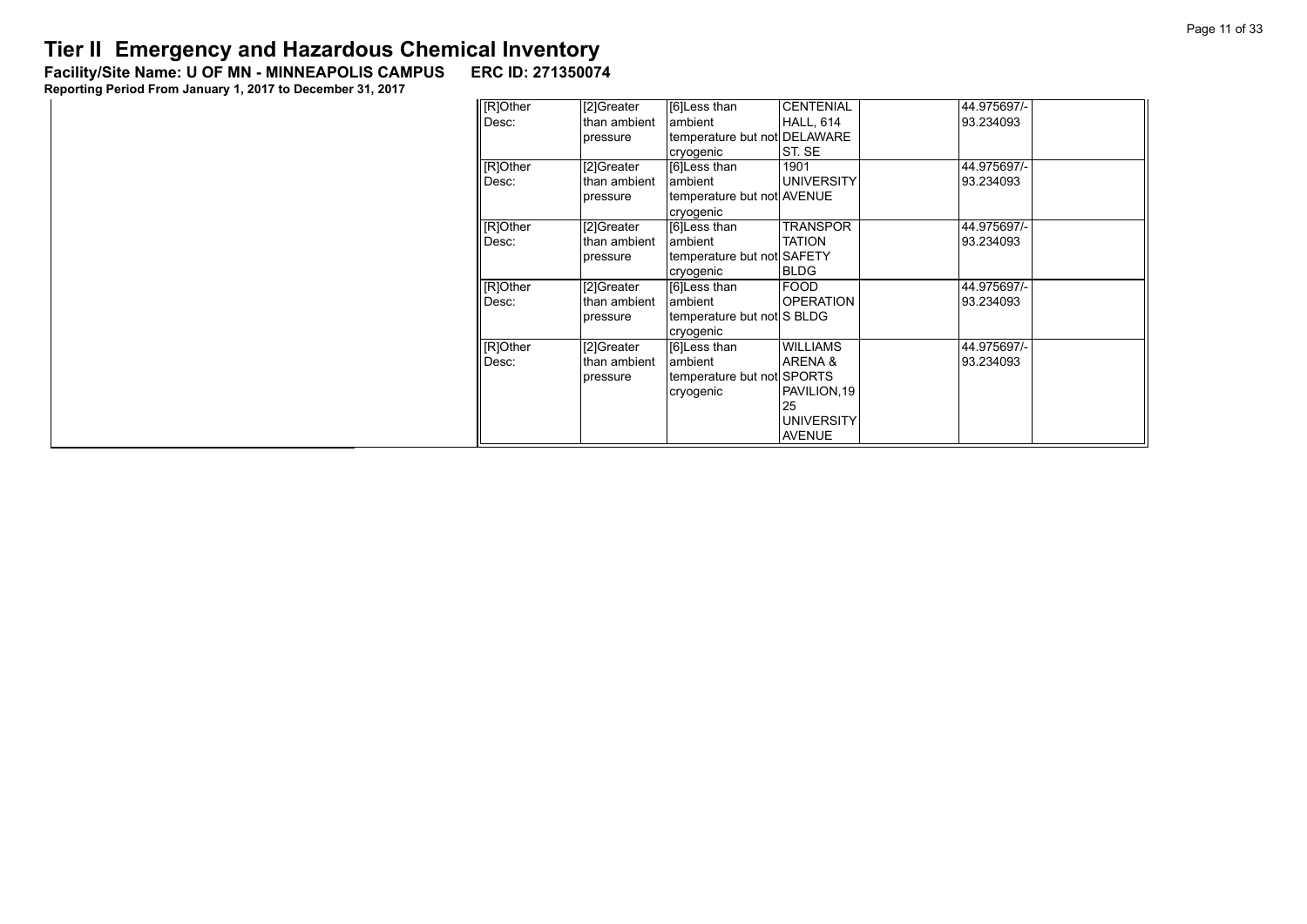# Tier II Emergency and Hazardous Chemical Inventory

**Facility/Site Name: U OF MN - MINNEAPOLIS CAMPUS ERC ID: 271350074**

**Reporting Period From January 1, 2017 to December 31, 2017**

| | | | | | | | |
|---|---|---|---|---|---|---|---|
| | [R]Other Desc: | [2]Greater than ambient pressure | [6]Less than ambient temperature but not cryogenic | CENTENIAL HALL, 614 DELAWARE ST. SE | | 44.975697/-93.234093 | |
| | [R]Other Desc: | [2]Greater than ambient pressure | [6]Less than ambient temperature but not cryogenic | 1901 UNIVERSITY AVENUE | | 44.975697/-93.234093 | |
| | [R]Other Desc: | [2]Greater than ambient pressure | [6]Less than ambient temperature but not cryogenic | TRANSPORTATION SAFETY BLDG | | 44.975697/-93.234093 | |
| | [R]Other Desc: | [2]Greater than ambient pressure | [6]Less than ambient temperature but not cryogenic | FOOD OPERATIONS BLDG | | 44.975697/-93.234093 | |
| | [R]Other Desc: | [2]Greater than ambient pressure | [6]Less than ambient temperature but not cryogenic | WILLIAMS ARENA & SPORTS PAVILION,1925 UNIVERSITY AVENUE | | 44.975697/-93.234093 | |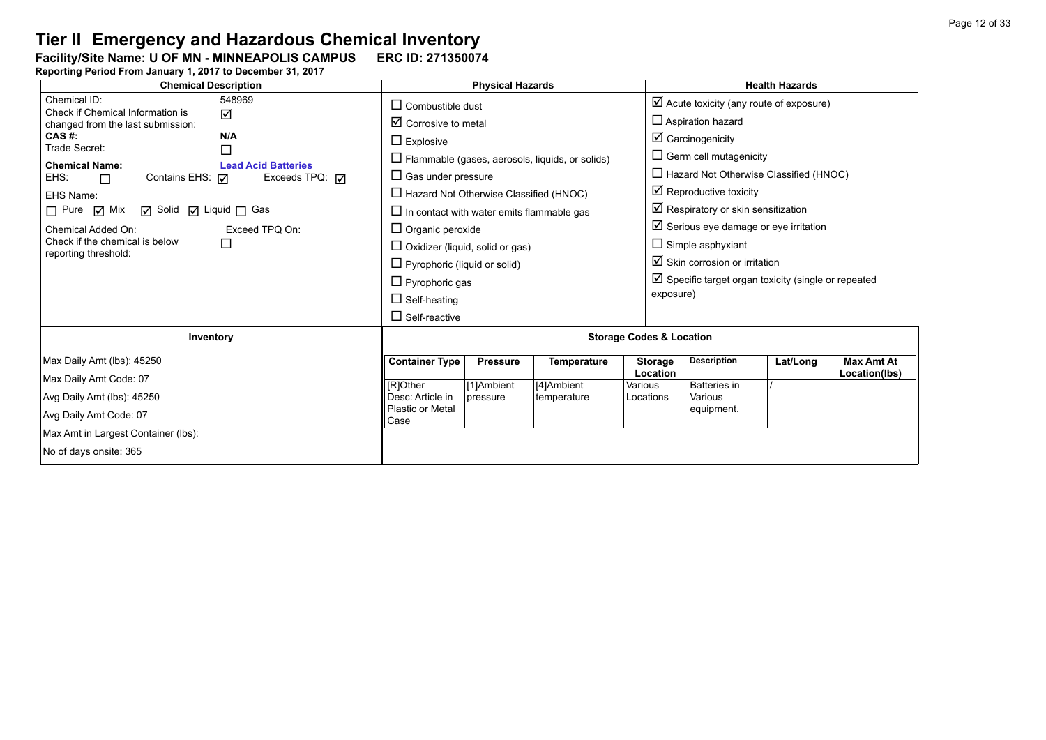# Tier II Emergency and Hazardous Chemical Inventory

**Facility/Site Name: U OF MN - MINNEAPOLIS CAMPUS ERC ID: 271350074**

**Reporting Period From January 1, 2017 to December 31, 2017**

| Chemical Description | Physical Hazards | Health Hazards |
|---|---|---|
| Chemical ID: 548969<br>Check if Chemical Information is changed from the last submission: ☑<br>**CAS #:** **N/A**<br>Trade Secret: ☐<br>**Chemical Name:** **Lead Acid Batteries**<br>EHS: ☐ Contains EHS: ☑ Exceeds TPQ: ☑<br>EHS Name:<br>☐ Pure ☑ Mix ☑ Solid ☑ Liquid ☐ Gas<br>Chemical Added On: Exceed TPQ On:<br>Check if the chemical is below reporting threshold: ☐ | ☐ Combustible dust<br>☑ Corrosive to metal<br>☐ Explosive<br>☐ Flammable (gases, aerosols, liquids, or solids)<br>☐ Gas under pressure<br>☐ Hazard Not Otherwise Classified (HNOC)<br>☐ In contact with water emits flammable gas<br>☐ Organic peroxide<br>☐ Oxidizer (liquid, solid or gas)<br>☐ Pyrophoric (liquid or solid)<br>☐ Pyrophoric gas<br>☐ Self-heating<br>☐ Self-reactive | ☑ Acute toxicity (any route of exposure)<br>☐ Aspiration hazard<br>☑ Carcinogenicity<br>☐ Germ cell mutagenicity<br>☐ Hazard Not Otherwise Classified (HNOC)<br>☑ Reproductive toxicity<br>☑ Respiratory or skin sensitization<br>☑ Serious eye damage or eye irritation<br>☐ Simple asphyxiant<br>☑ Skin corrosion or irritation<br>☑ Specific target organ toxicity (single or repeated exposure) |

**Inventory**

Max Daily Amt (lbs): 45250

Max Daily Amt Code: 07

Avg Daily Amt (lbs): 45250

Avg Daily Amt Code: 07

Max Amt in Largest Container (lbs):

No of days onsite: 365

**Storage Codes & Location**

| Container Type | Pressure | Temperature | Storage Location | Description | Lat/Long | Max Amt At Location(lbs) |
|---|---|---|---|---|---|---|
| [R]Other Desc: Article in Plastic or Metal Case | [1]Ambient pressure | [4]Ambient temperature | Various Locations | Batteries in Various equipment. | / | |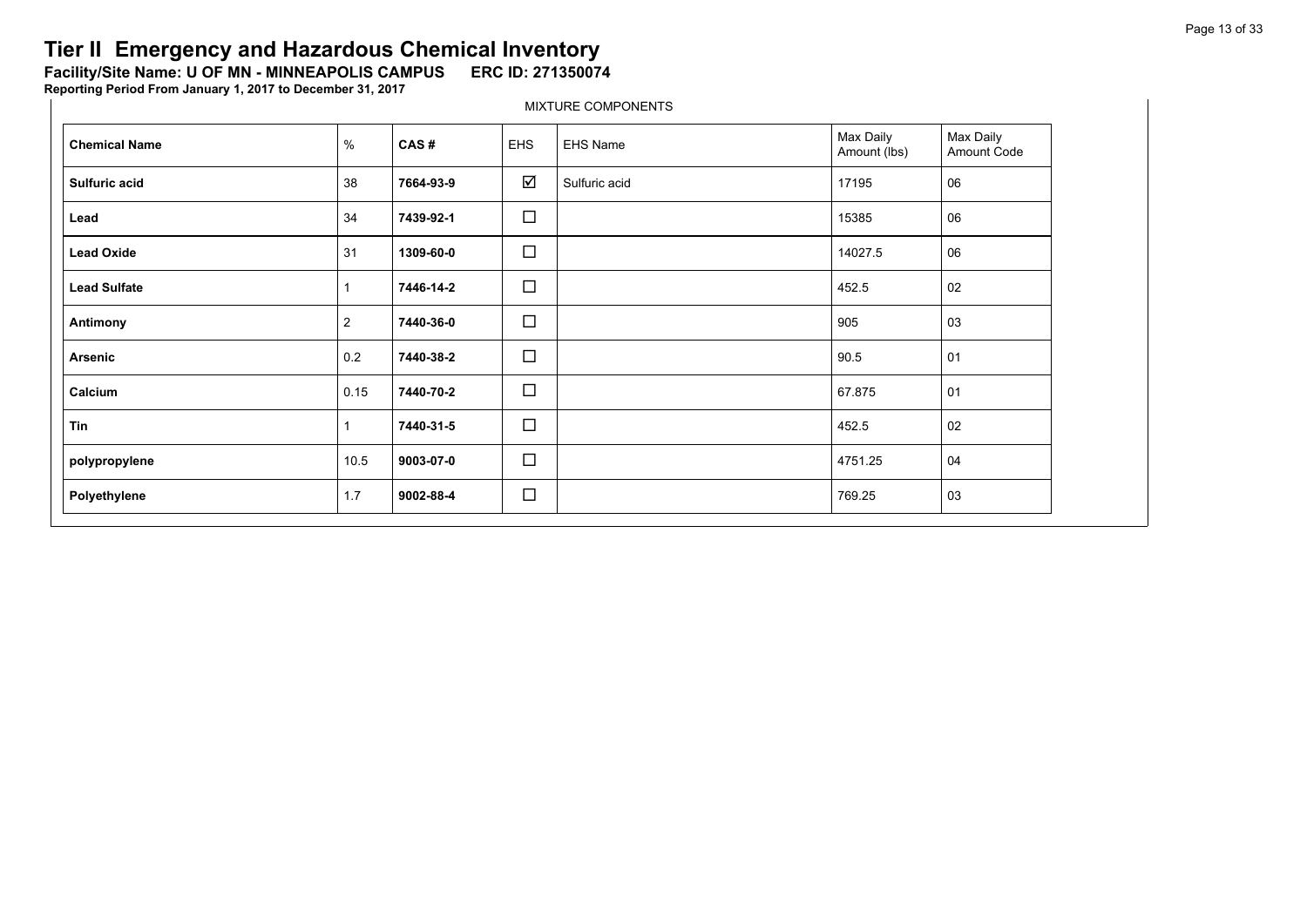# Tier II Emergency and Hazardous Chemical Inventory

**Facility/Site Name: U OF MN - MINNEAPOLIS CAMPUS ERC ID: 271350074**

**Reporting Period From January 1, 2017 to December 31, 2017**

MIXTURE COMPONENTS

| Chemical Name | % | CAS # | EHS | EHS Name | Max Daily Amount (lbs) | Max Daily Amount Code |
|---|---|---|---|---|---|---|
| **Sulfuric acid** | 38 | **7664-93-9** | ☑ | Sulfuric acid | 17195 | 06 |
| **Lead** | 34 | **7439-92-1** | ☐ | | 15385 | 06 |
| **Lead Oxide** | 31 | **1309-60-0** | ☐ | | 14027.5 | 06 |
| **Lead Sulfate** | 1 | **7446-14-2** | ☐ | | 452.5 | 02 |
| **Antimony** | 2 | **7440-36-0** | ☐ | | 905 | 03 |
| **Arsenic** | 0.2 | **7440-38-2** | ☐ | | 90.5 | 01 |
| **Calcium** | 0.15 | **7440-70-2** | ☐ | | 67.875 | 01 |
| **Tin** | 1 | **7440-31-5** | ☐ | | 452.5 | 02 |
| **polypropylene** | 10.5 | **9003-07-0** | ☐ | | 4751.25 | 04 |
| **Polyethylene** | 1.7 | **9002-88-4** | ☐ | | 769.25 | 03 |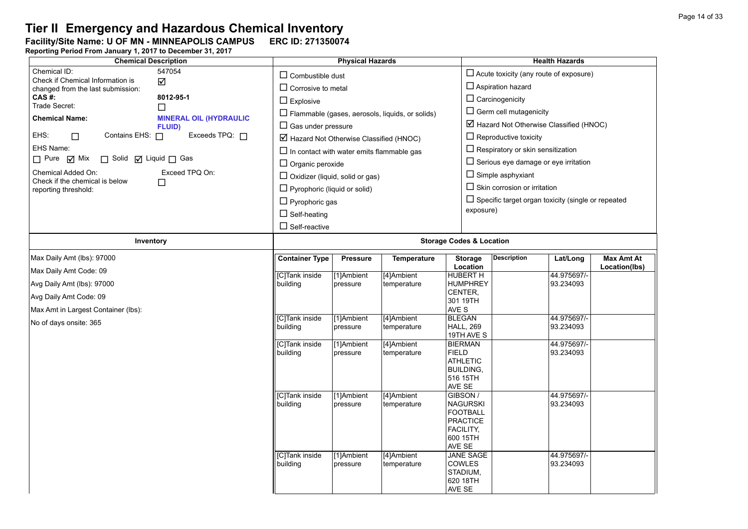# Tier II Emergency and Hazardous Chemical Inventory

**Facility/Site Name: U OF MN - MINNEAPOLIS CAMPUS ERC ID: 271350074**

**Reporting Period From January 1, 2017 to December 31, 2017**

| Chemical Description | Physical Hazards | Health Hazards |
|---|---|---|
| Chemical ID: 547054<br>Check if Chemical Information is changed from the last submission: ☑<br>**CAS #:** **8012-95-1**<br>Trade Secret: ☐<br>**Chemical Name:** **MINERAL OIL (HYDRAULIC FLUID)**<br>EHS: ☐ Contains EHS: ☐ Exceeds TPQ: ☐<br>EHS Name:<br>☐ Pure ☑ Mix ☐ Solid ☑ Liquid ☐ Gas<br>Chemical Added On: Exceed TPQ On:<br>Check if the chemical is below reporting threshold: ☐ | ☐ Combustible dust<br>☐ Corrosive to metal<br>☐ Explosive<br>☐ Flammable (gases, aerosols, liquids, or solids)<br>☐ Gas under pressure<br>☑ Hazard Not Otherwise Classified (HNOC)<br>☐ In contact with water emits flammable gas<br>☐ Organic peroxide<br>☐ Oxidizer (liquid, solid or gas)<br>☐ Pyrophoric (liquid or solid)<br>☐ Pyrophoric gas<br>☐ Self-heating<br>☐ Self-reactive | ☐ Acute toxicity (any route of exposure)<br>☐ Aspiration hazard<br>☐ Carcinogenicity<br>☐ Germ cell mutagenicity<br>☑ Hazard Not Otherwise Classified (HNOC)<br>☐ Reproductive toxicity<br>☐ Respiratory or skin sensitization<br>☐ Serious eye damage or eye irritation<br>☐ Simple asphyxiant<br>☐ Skin corrosion or irritation<br>☐ Specific target organ toxicity (single or repeated exposure) |

**Inventory**

Max Daily Amt (lbs): 97000
Max Daily Amt Code: 09
Avg Daily Amt (lbs): 97000
Avg Daily Amt Code: 09
Max Amt in Largest Container (lbs):
No of days onsite: 365

**Storage Codes & Location**

| Container Type | Pressure | Temperature | Storage Location | Description | Lat/Long | Max Amt At Location(lbs) |
|---|---|---|---|---|---|---|
| [C]Tank inside building | [1]Ambient pressure | [4]Ambient temperature | HUBERT H HUMPHREY CENTER, 301 19TH AVE S | | 44.975697/-93.234093 | |
| [C]Tank inside building | [1]Ambient pressure | [4]Ambient temperature | BLEGAN HALL, 269 19TH AVE S | | 44.975697/-93.234093 | |
| [C]Tank inside building | [1]Ambient pressure | [4]Ambient temperature | BIERMAN FIELD ATHLETIC BUILDING, 516 15TH AVE SE | | 44.975697/-93.234093 | |
| [C]Tank inside building | [1]Ambient pressure | [4]Ambient temperature | GIBSON / NAGURSKI FOOTBALL PRACTICE FACILITY, 600 15TH AVE SE | | 44.975697/-93.234093 | |
| [C]Tank inside building | [1]Ambient pressure | [4]Ambient temperature | JANE SAGE COWLES STADIUM, 620 18TH AVE SE | | 44.975697/-93.234093 | |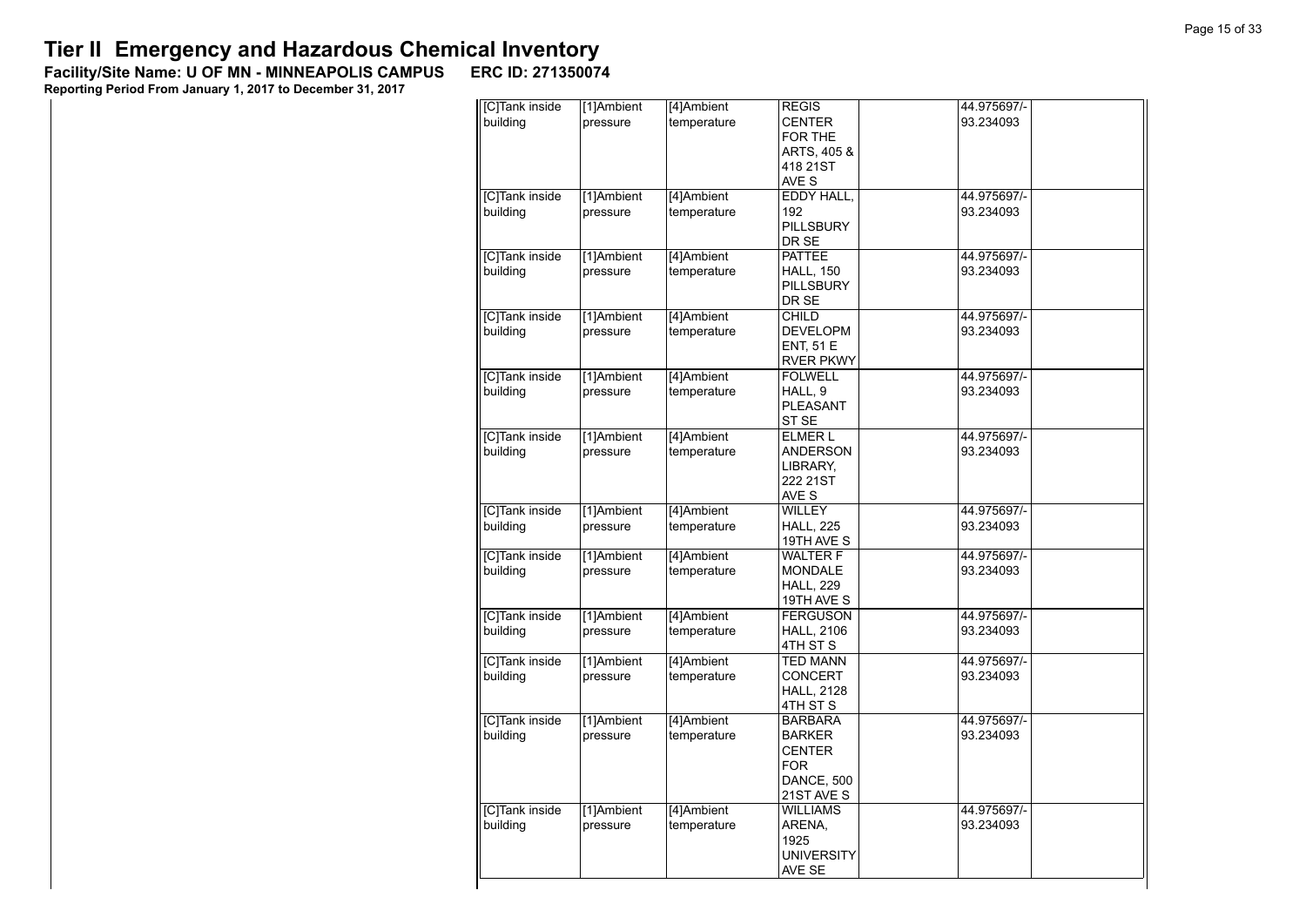# Tier II Emergency and Hazardous Chemical Inventory

**Facility/Site Name: U OF MN - MINNEAPOLIS CAMPUS ERC ID: 271350074**

**Reporting Period From January 1, 2017 to December 31, 2017**

| | | | | | | |
|---|---|---|---|---|---|---|
| [C]Tank inside building | [1]Ambient pressure | [4]Ambient temperature | REGIS CENTER FOR THE ARTS, 405 & 418 21ST AVE S | | 44.975697/-93.234093 | |
| [C]Tank inside building | [1]Ambient pressure | [4]Ambient temperature | EDDY HALL, 192 PILLSBURY DR SE | | 44.975697/-93.234093 | |
| [C]Tank inside building | [1]Ambient pressure | [4]Ambient temperature | PATTEE HALL, 150 PILLSBURY DR SE | | 44.975697/-93.234093 | |
| [C]Tank inside building | [1]Ambient pressure | [4]Ambient temperature | CHILD DEVELOPMENT, 51 E RVER PKWY | | 44.975697/-93.234093 | |
| [C]Tank inside building | [1]Ambient pressure | [4]Ambient temperature | FOLWELL HALL, 9 PLEASANT ST SE | | 44.975697/-93.234093 | |
| [C]Tank inside building | [1]Ambient pressure | [4]Ambient temperature | ELMER L ANDERSON LIBRARY, 222 21ST AVE S | | 44.975697/-93.234093 | |
| [C]Tank inside building | [1]Ambient pressure | [4]Ambient temperature | WILLEY HALL, 225 19TH AVE S | | 44.975697/-93.234093 | |
| [C]Tank inside building | [1]Ambient pressure | [4]Ambient temperature | WALTER F MONDALE HALL, 229 19TH AVE S | | 44.975697/-93.234093 | |
| [C]Tank inside building | [1]Ambient pressure | [4]Ambient temperature | FERGUSON HALL, 2106 4TH ST S | | 44.975697/-93.234093 | |
| [C]Tank inside building | [1]Ambient pressure | [4]Ambient temperature | TED MANN CONCERT HALL, 2128 4TH ST S | | 44.975697/-93.234093 | |
| [C]Tank inside building | [1]Ambient pressure | [4]Ambient temperature | BARBARA BARKER CENTER FOR DANCE, 500 21ST AVE S | | 44.975697/-93.234093 | |
| [C]Tank inside building | [1]Ambient pressure | [4]Ambient temperature | WILLIAMS ARENA, 1925 UNIVERSITY AVE SE | | 44.975697/-93.234093 | |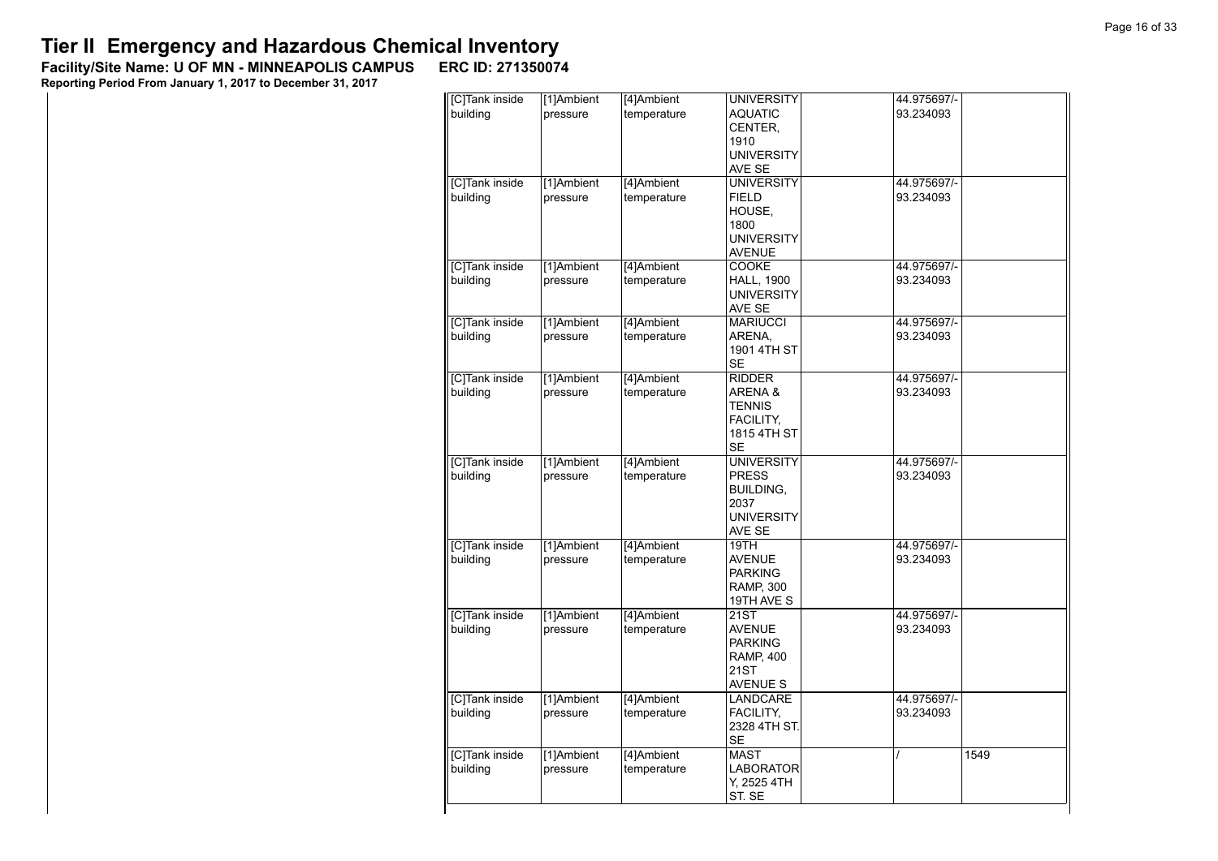# Tier II Emergency and Hazardous Chemical Inventory

**Facility/Site Name: U OF MN - MINNEAPOLIS CAMPUS ERC ID: 271350074**

**Reporting Period From January 1, 2017 to December 31, 2017**

| | | | | | | |
|---|---|---|---|---|---|---|
| [C]Tank inside building | [1]Ambient pressure | [4]Ambient temperature | UNIVERSITY AQUATIC CENTER, 1910 UNIVERSITY AVE SE | | 44.975697/-93.234093 | |
| [C]Tank inside building | [1]Ambient pressure | [4]Ambient temperature | UNIVERSITY FIELD HOUSE, 1800 UNIVERSITY AVENUE | | 44.975697/-93.234093 | |
| [C]Tank inside building | [1]Ambient pressure | [4]Ambient temperature | COOKE HALL, 1900 UNIVERSITY AVE SE | | 44.975697/-93.234093 | |
| [C]Tank inside building | [1]Ambient pressure | [4]Ambient temperature | MARIUCCI ARENA, 1901 4TH ST SE | | 44.975697/-93.234093 | |
| [C]Tank inside building | [1]Ambient pressure | [4]Ambient temperature | RIDDER ARENA & TENNIS FACILITY, 1815 4TH ST SE | | 44.975697/-93.234093 | |
| [C]Tank inside building | [1]Ambient pressure | [4]Ambient temperature | UNIVERSITY PRESS BUILDING, 2037 UNIVERSITY AVE SE | | 44.975697/-93.234093 | |
| [C]Tank inside building | [1]Ambient pressure | [4]Ambient temperature | 19TH AVENUE PARKING RAMP, 300 19TH AVE S | | 44.975697/-93.234093 | |
| [C]Tank inside building | [1]Ambient pressure | [4]Ambient temperature | 21ST AVENUE PARKING RAMP, 400 21ST AVENUE S | | 44.975697/-93.234093 | |
| [C]Tank inside building | [1]Ambient pressure | [4]Ambient temperature | LANDCARE FACILITY, 2328 4TH ST. SE | | 44.975697/-93.234093 | |
| [C]Tank inside building | [1]Ambient pressure | [4]Ambient temperature | MAST LABORATORY, 2525 4TH ST. SE | | / | 1549 |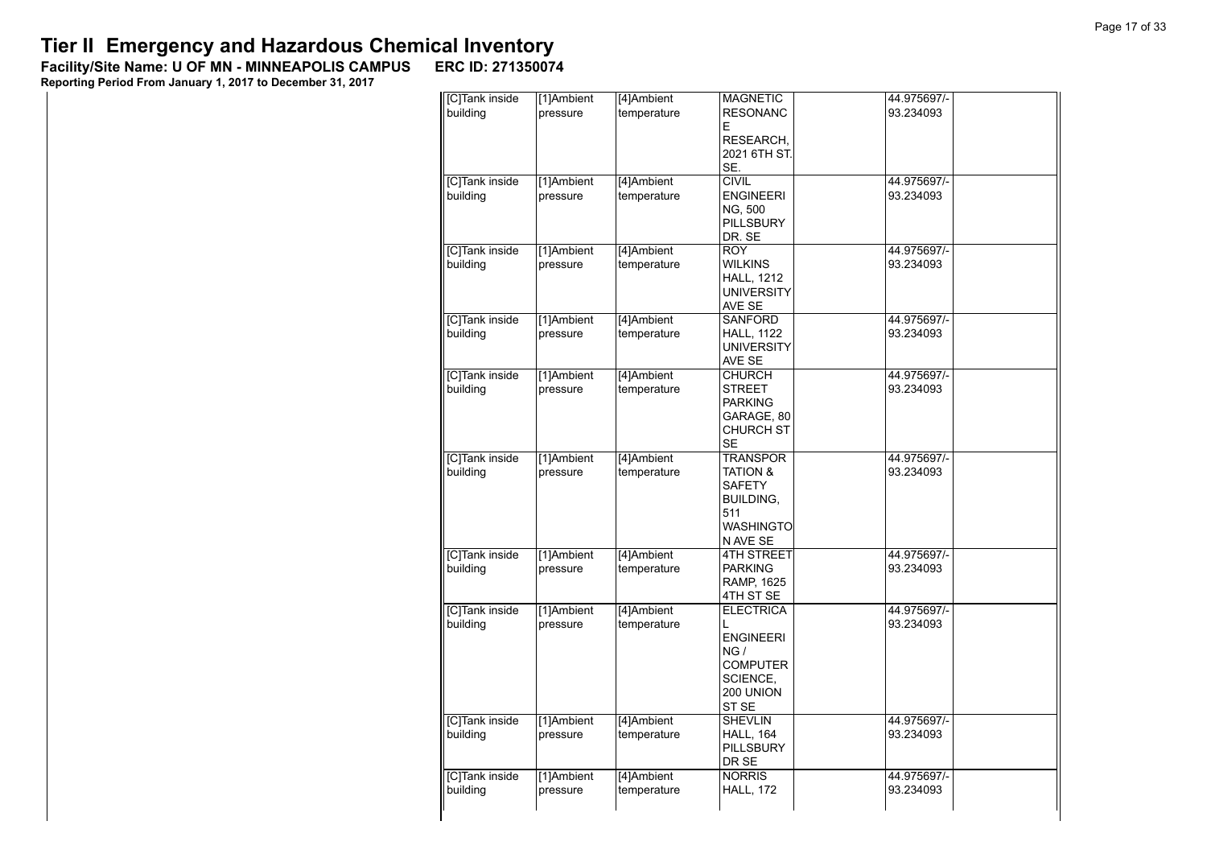# Tier II Emergency and Hazardous Chemical Inventory

**Facility/Site Name: U OF MN - MINNEAPOLIS CAMPUS ERC ID: 271350074**

**Reporting Period From January 1, 2017 to December 31, 2017**

| | | | | | | |
|---|---|---|---|---|---|---|
| [C]Tank inside building | [1]Ambient pressure | [4]Ambient temperature | MAGNETIC RESONANCE RESEARCH, 2021 6TH ST. SE. | | 44.975697/-93.234093 | |
| [C]Tank inside building | [1]Ambient pressure | [4]Ambient temperature | CIVIL ENGINEERING, 500 PILLSBURY DR. SE | | 44.975697/-93.234093 | |
| [C]Tank inside building | [1]Ambient pressure | [4]Ambient temperature | ROY WILKINS HALL, 1212 UNIVERSITY AVE SE | | 44.975697/-93.234093 | |
| [C]Tank inside building | [1]Ambient pressure | [4]Ambient temperature | SANFORD HALL, 1122 UNIVERSITY AVE SE | | 44.975697/-93.234093 | |
| [C]Tank inside building | [1]Ambient pressure | [4]Ambient temperature | CHURCH STREET PARKING GARAGE, 80 CHURCH ST SE | | 44.975697/-93.234093 | |
| [C]Tank inside building | [1]Ambient pressure | [4]Ambient temperature | TRANSPORTATION & SAFETY BUILDING, 511 WASHINGTON AVE SE | | 44.975697/-93.234093 | |
| [C]Tank inside building | [1]Ambient pressure | [4]Ambient temperature | 4TH STREET PARKING RAMP, 1625 4TH ST SE | | 44.975697/-93.234093 | |
| [C]Tank inside building | [1]Ambient pressure | [4]Ambient temperature | ELECTRICAL ENGINEERING / COMPUTER SCIENCE, 200 UNION ST SE | | 44.975697/-93.234093 | |
| [C]Tank inside building | [1]Ambient pressure | [4]Ambient temperature | SHEVLIN HALL, 164 PILLSBURY DR SE | | 44.975697/-93.234093 | |
| [C]Tank inside building | [1]Ambient pressure | [4]Ambient temperature | NORRIS HALL, 172 | | 44.975697/-93.234093 | |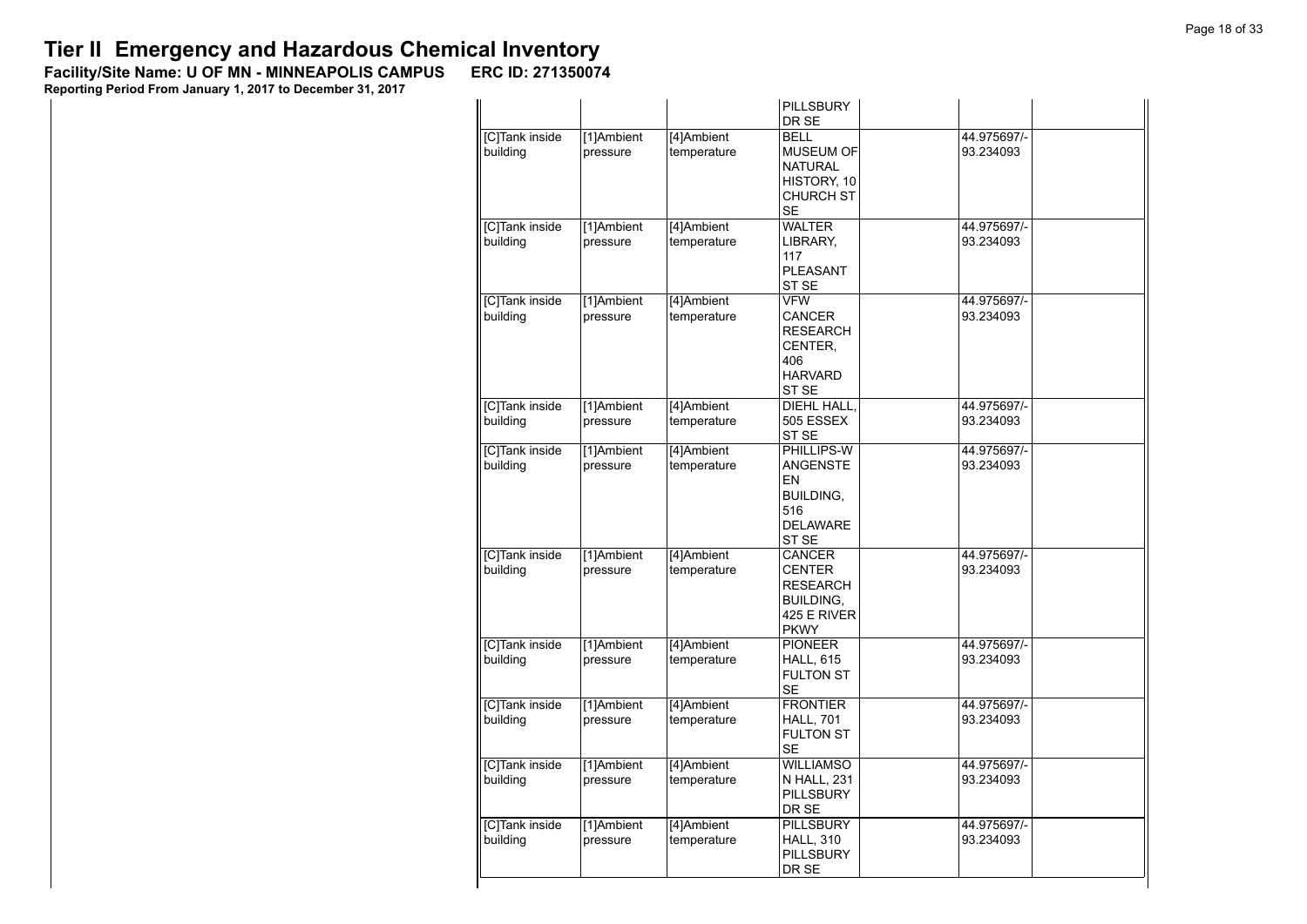# Tier II Emergency and Hazardous Chemical Inventory

**Facility/Site Name: U OF MN - MINNEAPOLIS CAMPUS ERC ID: 271350074**

**Reporting Period From January 1, 2017 to December 31, 2017**

| | | | | | | |
|---|---|---|---|---|---|---|
| | | | PILLSBURY DR SE | | | |
| [C]Tank inside building | [1]Ambient pressure | [4]Ambient temperature | BELL MUSEUM OF NATURAL HISTORY, 10 CHURCH ST SE | | 44.975697/-93.234093 | |
| [C]Tank inside building | [1]Ambient pressure | [4]Ambient temperature | WALTER LIBRARY, 117 PLEASANT ST SE | | 44.975697/-93.234093 | |
| [C]Tank inside building | [1]Ambient pressure | [4]Ambient temperature | VFW CANCER RESEARCH CENTER, 406 HARVARD ST SE | | 44.975697/-93.234093 | |
| [C]Tank inside building | [1]Ambient pressure | [4]Ambient temperature | DIEHL HALL, 505 ESSEX ST SE | | 44.975697/-93.234093 | |
| [C]Tank inside building | [1]Ambient pressure | [4]Ambient temperature | PHILLIPS-WANGENSTEEN BUILDING, 516 DELAWARE ST SE | | 44.975697/-93.234093 | |
| [C]Tank inside building | [1]Ambient pressure | [4]Ambient temperature | CANCER CENTER RESEARCH BUILDING, 425 E RIVER PKWY | | 44.975697/-93.234093 | |
| [C]Tank inside building | [1]Ambient pressure | [4]Ambient temperature | PIONEER HALL, 615 FULTON ST SE | | 44.975697/-93.234093 | |
| [C]Tank inside building | [1]Ambient pressure | [4]Ambient temperature | FRONTIER HALL, 701 FULTON ST SE | | 44.975697/-93.234093 | |
| [C]Tank inside building | [1]Ambient pressure | [4]Ambient temperature | WILLIAMSON HALL, 231 PILLSBURY DR SE | | 44.975697/-93.234093 | |
| [C]Tank inside building | [1]Ambient pressure | [4]Ambient temperature | PILLSBURY HALL, 310 PILLSBURY DR SE | | 44.975697/-93.234093 | |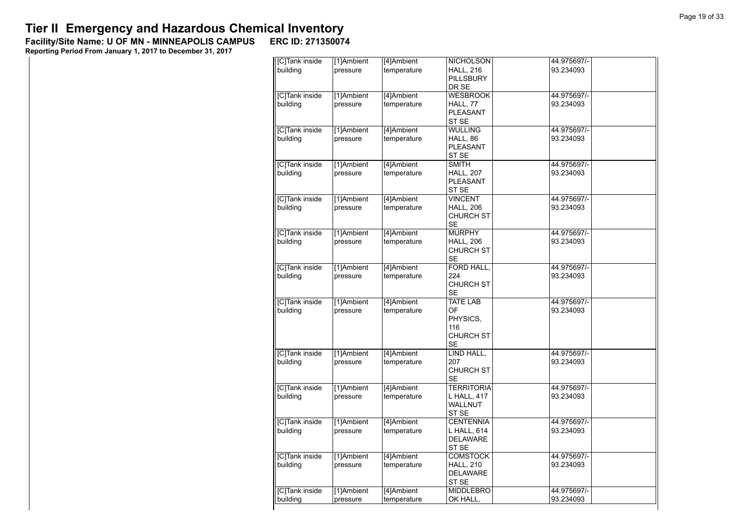# Tier II Emergency and Hazardous Chemical Inventory

**Facility/Site Name: U OF MN - MINNEAPOLIS CAMPUS ERC ID: 271350074**

**Reporting Period From January 1, 2017 to December 31, 2017**

| | | | | | | |
|---|---|---|---|---|---|---|
| [C]Tank inside building | [1]Ambient pressure | [4]Ambient temperature | NICHOLSON HALL, 216 PILLSBURY DR SE | | 44.975697/-93.234093 | |
| [C]Tank inside building | [1]Ambient pressure | [4]Ambient temperature | WESBROOK HALL, 77 PLEASANT ST SE | | 44.975697/-93.234093 | |
| [C]Tank inside building | [1]Ambient pressure | [4]Ambient temperature | WULLING HALL, 86 PLEASANT ST SE | | 44.975697/-93.234093 | |
| [C]Tank inside building | [1]Ambient pressure | [4]Ambient temperature | SMITH HALL, 207 PLEASANT ST SE | | 44.975697/-93.234093 | |
| [C]Tank inside building | [1]Ambient pressure | [4]Ambient temperature | VINCENT HALL, 206 CHURCH ST SE | | 44.975697/-93.234093 | |
| [C]Tank inside building | [1]Ambient pressure | [4]Ambient temperature | MURPHY HALL, 206 CHURCH ST SE | | 44.975697/-93.234093 | |
| [C]Tank inside building | [1]Ambient pressure | [4]Ambient temperature | FORD HALL, 224 CHURCH ST SE | | 44.975697/-93.234093 | |
| [C]Tank inside building | [1]Ambient pressure | [4]Ambient temperature | TATE LAB OF PHYSICS, 116 CHURCH ST SE | | 44.975697/-93.234093 | |
| [C]Tank inside building | [1]Ambient pressure | [4]Ambient temperature | LIND HALL, 207 CHURCH ST SE | | 44.975697/-93.234093 | |
| [C]Tank inside building | [1]Ambient pressure | [4]Ambient temperature | TERRITORIAL HALL, 417 WALLNUT ST SE | | 44.975697/-93.234093 | |
| [C]Tank inside building | [1]Ambient pressure | [4]Ambient temperature | CENTENNIAL HALL, 614 DELAWARE ST SE | | 44.975697/-93.234093 | |
| [C]Tank inside building | [1]Ambient pressure | [4]Ambient temperature | COMSTOCK HALL, 210 DELAWARE ST SE | | 44.975697/-93.234093 | |
| [C]Tank inside building | [1]Ambient pressure | [4]Ambient temperature | MIDDLEBROOK HALL, | | 44.975697/-93.234093 | |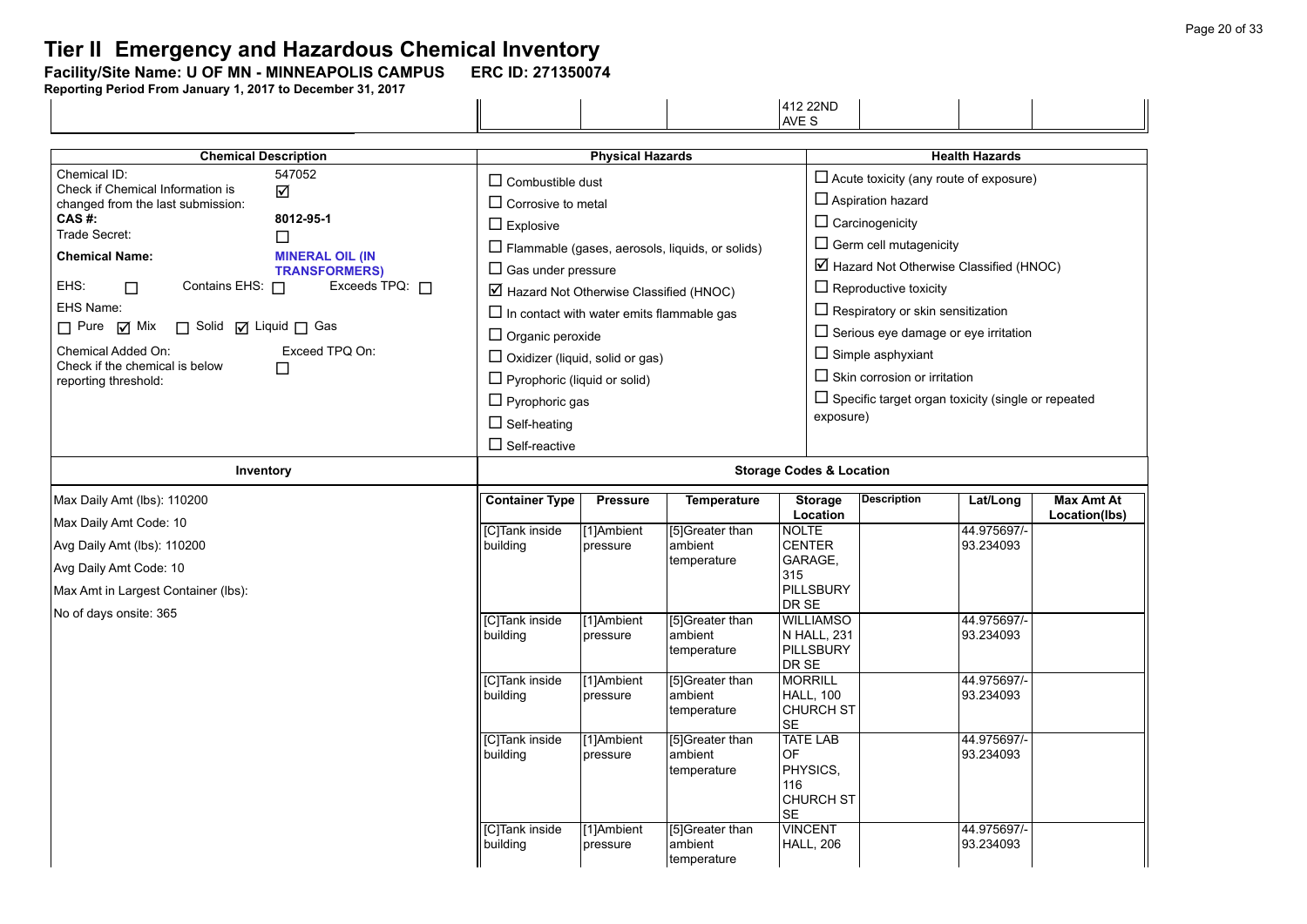# Tier II Emergency and Hazardous Chemical Inventory

**Facility/Site Name: U OF MN - MINNEAPOLIS CAMPUS ERC ID: 271350074**

**Reporting Period From January 1, 2017 to December 31, 2017**

| | | | | | | | |
|---|---|---|---|---|---|---|---|
| | | | | 412 22ND AVE S | | | |

| Chemical Description | Physical Hazards | Health Hazards |
|---|---|---|
| Chemical ID: 547052<br>Check if Chemical Information is changed from the last submission: ☑<br>**CAS #:** **8012-95-1**<br>Trade Secret: ☐<br>**Chemical Name:** **MINERAL OIL (IN TRANSFORMERS)**<br>EHS: ☐ Contains EHS: ☐ Exceeds TPQ: ☐<br>EHS Name:<br>☐ Pure ☑ Mix ☐ Solid ☑ Liquid ☐ Gas<br>Chemical Added On: Exceed TPQ On:<br>Check if the chemical is below reporting threshold: ☐ | ☐ Combustible dust<br>☐ Corrosive to metal<br>☐ Explosive<br>☐ Flammable (gases, aerosols, liquids, or solids)<br>☐ Gas under pressure<br>☑ Hazard Not Otherwise Classified (HNOC)<br>☐ In contact with water emits flammable gas<br>☐ Organic peroxide<br>☐ Oxidizer (liquid, solid or gas)<br>☐ Pyrophoric (liquid or solid)<br>☐ Pyrophoric gas<br>☐ Self-heating<br>☐ Self-reactive | ☐ Acute toxicity (any route of exposure)<br>☐ Aspiration hazard<br>☐ Carcinogenicity<br>☐ Germ cell mutagenicity<br>☑ Hazard Not Otherwise Classified (HNOC)<br>☐ Reproductive toxicity<br>☐ Respiratory or skin sensitization<br>☐ Serious eye damage or eye irritation<br>☐ Simple asphyxiant<br>☐ Skin corrosion or irritation<br>☐ Specific target organ toxicity (single or repeated exposure) |

**Inventory**

Max Daily Amt (lbs): 110200

Max Daily Amt Code: 10

Avg Daily Amt (lbs): 110200

Avg Daily Amt Code: 10

Max Amt in Largest Container (lbs):

No of days onsite: 365

**Storage Codes & Location**

| Container Type | Pressure | Temperature | Storage Location | Description | Lat/Long | Max Amt At Location(lbs) |
|---|---|---|---|---|---|---|
| [C]Tank inside building | [1]Ambient pressure | [5]Greater than ambient temperature | NOLTE CENTER GARAGE, 315 PILLSBURY DR SE | | 44.975697/-93.234093 | |
| [C]Tank inside building | [1]Ambient pressure | [5]Greater than ambient temperature | WILLIAMSON HALL, 231 PILLSBURY DR SE | | 44.975697/-93.234093 | |
| [C]Tank inside building | [1]Ambient pressure | [5]Greater than ambient temperature | MORRILL HALL, 100 CHURCH ST SE | | 44.975697/-93.234093 | |
| [C]Tank inside building | [1]Ambient pressure | [5]Greater than ambient temperature | TATE LAB OF PHYSICS, 116 CHURCH ST SE | | 44.975697/-93.234093 | |
| [C]Tank inside building | [1]Ambient pressure | [5]Greater than ambient temperature | VINCENT HALL, 206 | | 44.975697/-93.234093 | |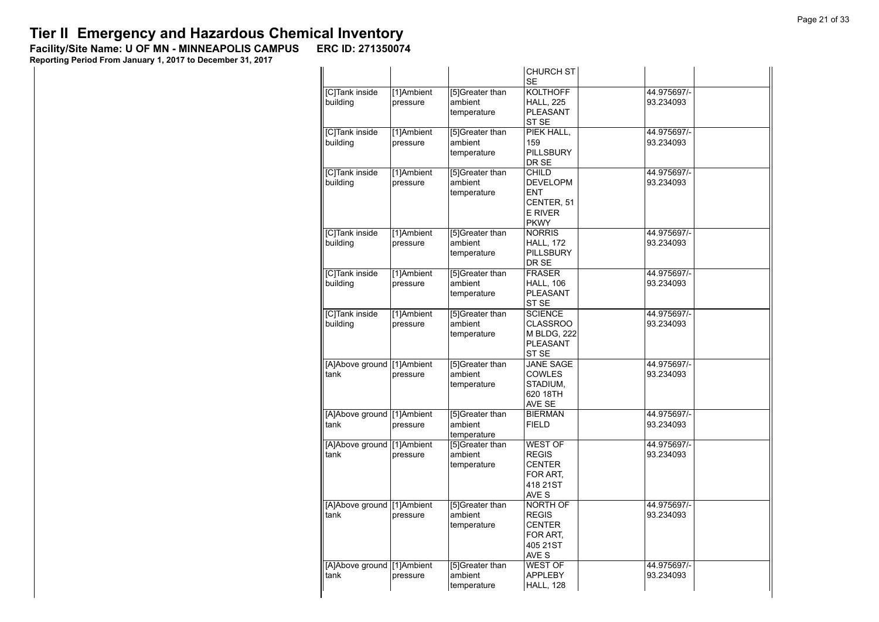# Tier II Emergency and Hazardous Chemical Inventory

**Facility/Site Name: U OF MN - MINNEAPOLIS CAMPUS ERC ID: 271350074**

**Reporting Period From January 1, 2017 to December 31, 2017**

| | | | | | | |
|---|---|---|---|---|---|---|
| | | | CHURCH ST SE | | | |
| [C]Tank inside building | [1]Ambient pressure | [5]Greater than ambient temperature | KOLTHOFF HALL, 225 PLEASANT ST SE | | 44.975697/-93.234093 | |
| [C]Tank inside building | [1]Ambient pressure | [5]Greater than ambient temperature | PIEK HALL, 159 PILLSBURY DR SE | | 44.975697/-93.234093 | |
| [C]Tank inside building | [1]Ambient pressure | [5]Greater than ambient temperature | CHILD DEVELOPMENT CENTER, 51 E RIVER PKWY | | 44.975697/-93.234093 | |
| [C]Tank inside building | [1]Ambient pressure | [5]Greater than ambient temperature | NORRIS HALL, 172 PILLSBURY DR SE | | 44.975697/-93.234093 | |
| [C]Tank inside building | [1]Ambient pressure | [5]Greater than ambient temperature | FRASER HALL, 106 PLEASANT ST SE | | 44.975697/-93.234093 | |
| [C]Tank inside building | [1]Ambient pressure | [5]Greater than ambient temperature | SCIENCE CLASSROOM BLDG, 222 PLEASANT ST SE | | 44.975697/-93.234093 | |
| [A]Above ground tank | [1]Ambient pressure | [5]Greater than ambient temperature | JANE SAGE COWLES STADIUM, 620 18TH AVE SE | | 44.975697/-93.234093 | |
| [A]Above ground tank | [1]Ambient pressure | [5]Greater than ambient temperature | BIERMAN FIELD | | 44.975697/-93.234093 | |
| [A]Above ground tank | [1]Ambient pressure | [5]Greater than ambient temperature | WEST OF REGIS CENTER FOR ART, 418 21ST AVE S | | 44.975697/-93.234093 | |
| [A]Above ground tank | [1]Ambient pressure | [5]Greater than ambient temperature | NORTH OF REGIS CENTER FOR ART, 405 21ST AVE S | | 44.975697/-93.234093 | |
| [A]Above ground tank | [1]Ambient pressure | [5]Greater than ambient temperature | WEST OF APPLEBY HALL, 128 | | 44.975697/-93.234093 | |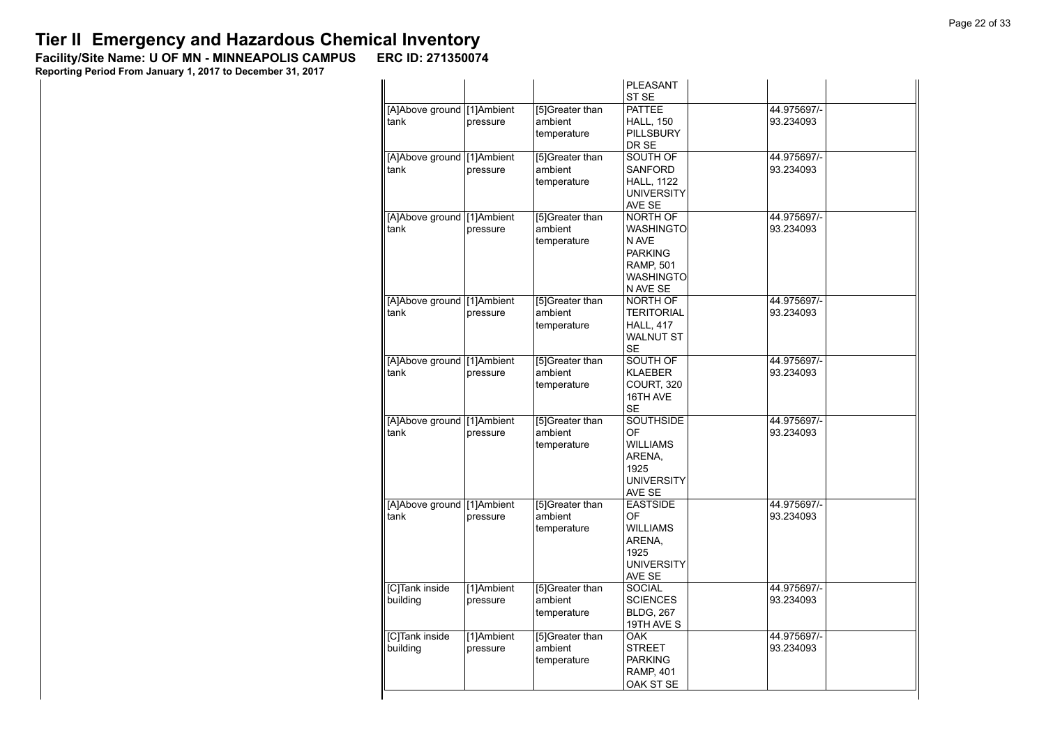# Tier II Emergency and Hazardous Chemical Inventory

**Facility/Site Name: U OF MN - MINNEAPOLIS CAMPUS ERC ID: 271350074**

**Reporting Period From January 1, 2017 to December 31, 2017**

| | | | | | | |
|---|---|---|---|---|---|---|
| | | | PLEASANT ST SE | | | |
| [A]Above ground tank | [1]Ambient pressure | [5]Greater than ambient temperature | PATTEE HALL, 150 PILLSBURY DR SE | | 44.975697/-93.234093 | |
| [A]Above ground tank | [1]Ambient pressure | [5]Greater than ambient temperature | SOUTH OF SANFORD HALL, 1122 UNIVERSITY AVE SE | | 44.975697/-93.234093 | |
| [A]Above ground tank | [1]Ambient pressure | [5]Greater than ambient temperature | NORTH OF WASHINGTON AVE PARKING RAMP, 501 WASHINGTON AVE SE | | 44.975697/-93.234093 | |
| [A]Above ground tank | [1]Ambient pressure | [5]Greater than ambient temperature | NORTH OF TERITORIAL HALL, 417 WALNUT ST SE | | 44.975697/-93.234093 | |
| [A]Above ground tank | [1]Ambient pressure | [5]Greater than ambient temperature | SOUTH OF KLAEBER COURT, 320 16TH AVE SE | | 44.975697/-93.234093 | |
| [A]Above ground tank | [1]Ambient pressure | [5]Greater than ambient temperature | SOUTHSIDE OF WILLIAMS ARENA, 1925 UNIVERSITY AVE SE | | 44.975697/-93.234093 | |
| [A]Above ground tank | [1]Ambient pressure | [5]Greater than ambient temperature | EASTSIDE OF WILLIAMS ARENA, 1925 UNIVERSITY AVE SE | | 44.975697/-93.234093 | |
| [C]Tank inside building | [1]Ambient pressure | [5]Greater than ambient temperature | SOCIAL SCIENCES BLDG, 267 19TH AVE S | | 44.975697/-93.234093 | |
| [C]Tank inside building | [1]Ambient pressure | [5]Greater than ambient temperature | OAK STREET PARKING RAMP, 401 OAK ST SE | | 44.975697/-93.234093 | |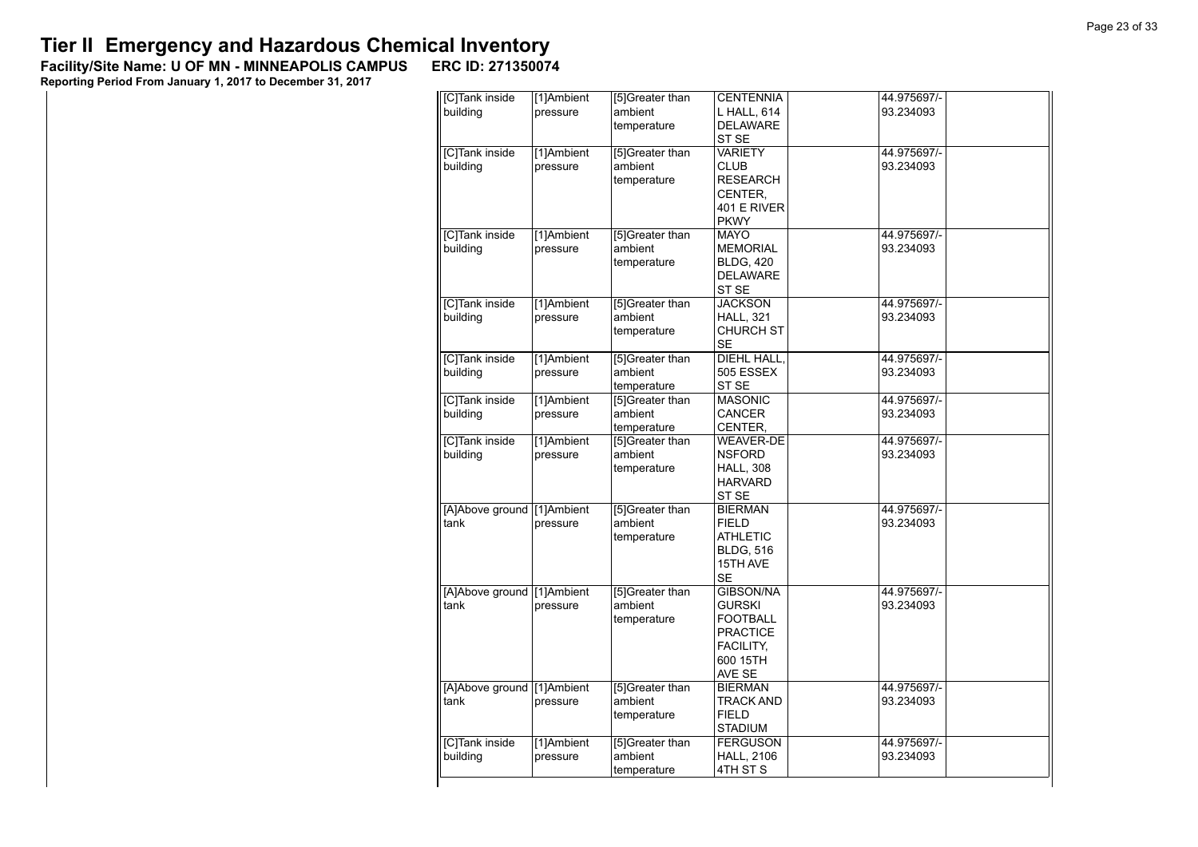# Tier II Emergency and Hazardous Chemical Inventory

**Facility/Site Name: U OF MN - MINNEAPOLIS CAMPUS ERC ID: 271350074**

**Reporting Period From January 1, 2017 to December 31, 2017**

| | | | | | | |
|---|---|---|---|---|---|---|
| [C]Tank inside building | [1]Ambient pressure | [5]Greater than ambient temperature | CENTENNIAL HALL, 614 DELAWARE ST SE | | 44.975697/-93.234093 | |
| [C]Tank inside building | [1]Ambient pressure | [5]Greater than ambient temperature | VARIETY CLUB RESEARCH CENTER, 401 E RIVER PKWY | | 44.975697/-93.234093 | |
| [C]Tank inside building | [1]Ambient pressure | [5]Greater than ambient temperature | MAYO MEMORIAL BLDG, 420 DELAWARE ST SE | | 44.975697/-93.234093 | |
| [C]Tank inside building | [1]Ambient pressure | [5]Greater than ambient temperature | JACKSON HALL, 321 CHURCH ST SE | | 44.975697/-93.234093 | |
| [C]Tank inside building | [1]Ambient pressure | [5]Greater than ambient temperature | DIEHL HALL, 505 ESSEX ST SE | | 44.975697/-93.234093 | |
| [C]Tank inside building | [1]Ambient pressure | [5]Greater than ambient temperature | MASONIC CANCER CENTER, | | 44.975697/-93.234093 | |
| [C]Tank inside building | [1]Ambient pressure | [5]Greater than ambient temperature | WEAVER-DENSFORD HALL, 308 HARVARD ST SE | | 44.975697/-93.234093 | |
| [A]Above ground tank | [1]Ambient pressure | [5]Greater than ambient temperature | BIERMAN FIELD ATHLETIC BLDG, 516 15TH AVE SE | | 44.975697/-93.234093 | |
| [A]Above ground tank | [1]Ambient pressure | [5]Greater than ambient temperature | GIBSON/NAGURSKI FOOTBALL PRACTICE FACILITY, 600 15TH AVE SE | | 44.975697/-93.234093 | |
| [A]Above ground tank | [1]Ambient pressure | [5]Greater than ambient temperature | BIERMAN TRACK AND FIELD STADIUM | | 44.975697/-93.234093 | |
| [C]Tank inside building | [1]Ambient pressure | [5]Greater than ambient temperature | FERGUSON HALL, 2106 4TH ST S | | 44.975697/-93.234093 | |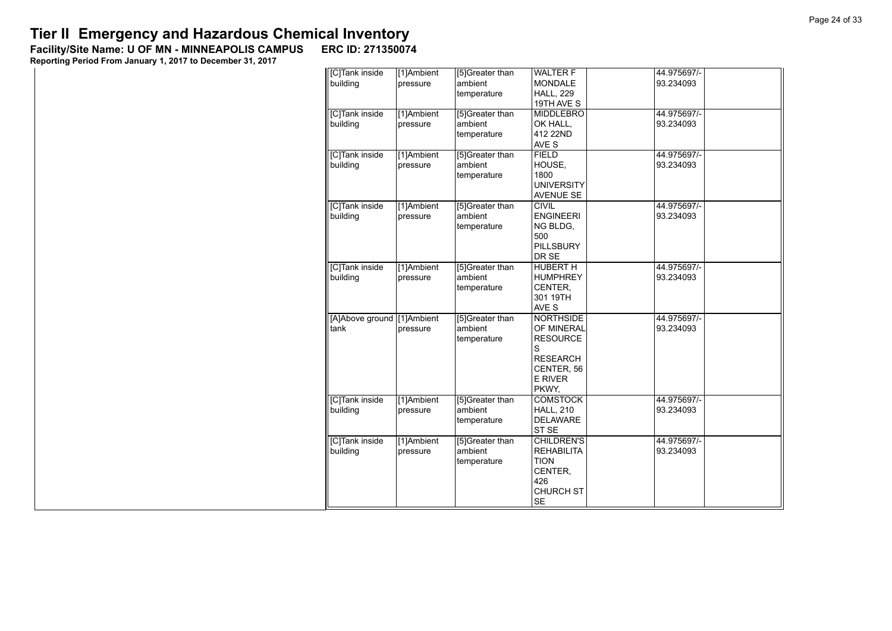# Tier II Emergency and Hazardous Chemical Inventory

**Facility/Site Name: U OF MN - MINNEAPOLIS CAMPUS ERC ID: 271350074**

**Reporting Period From January 1, 2017 to December 31, 2017**

| | | | | | | | |
|---|---|---|---|---|---|---|---|
| | [C]Tank inside building | [1]Ambient pressure | [5]Greater than ambient temperature | WALTER F MONDALE HALL, 229 19TH AVE S | | 44.975697/-93.234093 | |
| | [C]Tank inside building | [1]Ambient pressure | [5]Greater than ambient temperature | MIDDLEBROOK HALL, 412 22ND AVE S | | 44.975697/-93.234093 | |
| | [C]Tank inside building | [1]Ambient pressure | [5]Greater than ambient temperature | FIELD HOUSE, 1800 UNIVERSITY AVENUE SE | | 44.975697/-93.234093 | |
| | [C]Tank inside building | [1]Ambient pressure | [5]Greater than ambient temperature | CIVIL ENGINEERING BLDG, 500 PILLSBURY DR SE | | 44.975697/-93.234093 | |
| | [C]Tank inside building | [1]Ambient pressure | [5]Greater than ambient temperature | HUBERT H HUMPHREY CENTER, 301 19TH AVE S | | 44.975697/-93.234093 | |
| | [A]Above ground tank | [1]Ambient pressure | [5]Greater than ambient temperature | NORTHSIDE OF MINERAL RESOURCES RESEARCH CENTER, 56 E RIVER PKWY, | | 44.975697/-93.234093 | |
| | [C]Tank inside building | [1]Ambient pressure | [5]Greater than ambient temperature | COMSTOCK HALL, 210 DELAWARE ST SE | | 44.975697/-93.234093 | |
| | [C]Tank inside building | [1]Ambient pressure | [5]Greater than ambient temperature | CHILDREN'S REHABILITATION CENTER, 426 CHURCH ST SE | | 44.975697/-93.234093 | |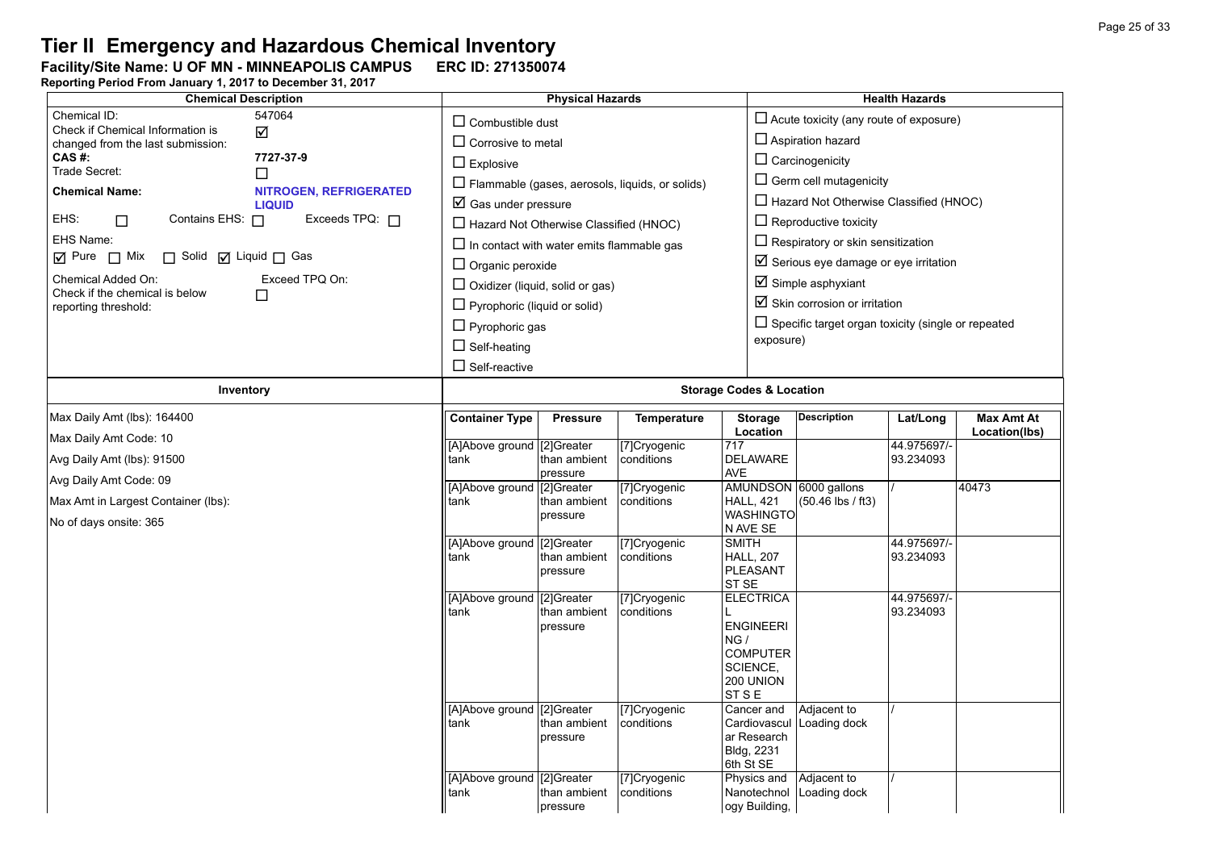# Tier II Emergency and Hazardous Chemical Inventory

**Facility/Site Name: U OF MN - MINNEAPOLIS CAMPUS ERC ID: 271350074**

**Reporting Period From January 1, 2017 to December 31, 2017**

| Chemical Description | Physical Hazards | Health Hazards |
|---|---|---|
| Chemical ID: 547064<br>Check if Chemical Information is changed from the last submission: ☑<br>**CAS #:** **7727-37-9**<br>Trade Secret: ☐<br>**Chemical Name:** **NITROGEN, REFRIGERATED LIQUID**<br>EHS: ☐ Contains EHS: ☐ Exceeds TPQ: ☐<br>EHS Name:<br>☑ Pure ☐ Mix ☐ Solid ☑ Liquid ☐ Gas<br>Chemical Added On: Exceed TPQ On:<br>Check if the chemical is below reporting threshold: ☐ | ☐ Combustible dust<br>☐ Corrosive to metal<br>☐ Explosive<br>☐ Flammable (gases, aerosols, liquids, or solids)<br>☑ Gas under pressure<br>☐ Hazard Not Otherwise Classified (HNOC)<br>☐ In contact with water emits flammable gas<br>☐ Organic peroxide<br>☐ Oxidizer (liquid, solid or gas)<br>☐ Pyrophoric (liquid or solid)<br>☐ Pyrophoric gas<br>☐ Self-heating<br>☐ Self-reactive | ☐ Acute toxicity (any route of exposure)<br>☐ Aspiration hazard<br>☐ Carcinogenicity<br>☐ Germ cell mutagenicity<br>☐ Hazard Not Otherwise Classified (HNOC)<br>☐ Reproductive toxicity<br>☐ Respiratory or skin sensitization<br>☑ Serious eye damage or eye irritation<br>☑ Simple asphyxiant<br>☑ Skin corrosion or irritation<br>☐ Specific target organ toxicity (single or repeated exposure) |

**Inventory**

Max Daily Amt (lbs): 164400

Max Daily Amt Code: 10

Avg Daily Amt (lbs): 91500

Avg Daily Amt Code: 09

Max Amt in Largest Container (lbs):

No of days onsite: 365

**Storage Codes & Location**

| Container Type | Pressure | Temperature | Storage Location | Description | Lat/Long | Max Amt At Location(lbs) |
|---|---|---|---|---|---|---|
| [A]Above ground tank | [2]Greater than ambient pressure | [7]Cryogenic conditions | 717 DELAWARE AVE | | 44.975697/-93.234093 | |
| [A]Above ground tank | [2]Greater than ambient pressure | [7]Cryogenic conditions | AMUNDSON HALL, 421 WASHINGTON AVE SE | 6000 gallons (50.46 lbs / ft3) | / | 40473 |
| [A]Above ground tank | [2]Greater than ambient pressure | [7]Cryogenic conditions | SMITH HALL, 207 PLEASANT ST SE | | 44.975697/-93.234093 | |
| [A]Above ground tank | [2]Greater than ambient pressure | [7]Cryogenic conditions | ELECTRICAL ENGINEERING / COMPUTER SCIENCE, 200 UNION ST S E | | 44.975697/-93.234093 | |
| [A]Above ground tank | [2]Greater than ambient pressure | [7]Cryogenic conditions | Cancer and Cardiovascular Research Bldg, 2231 6th St SE | Adjacent to Loading dock | / | |
| [A]Above ground tank | [2]Greater than ambient pressure | [7]Cryogenic conditions | Physics and Nanotechnology Building, | Adjacent to Loading dock | / | |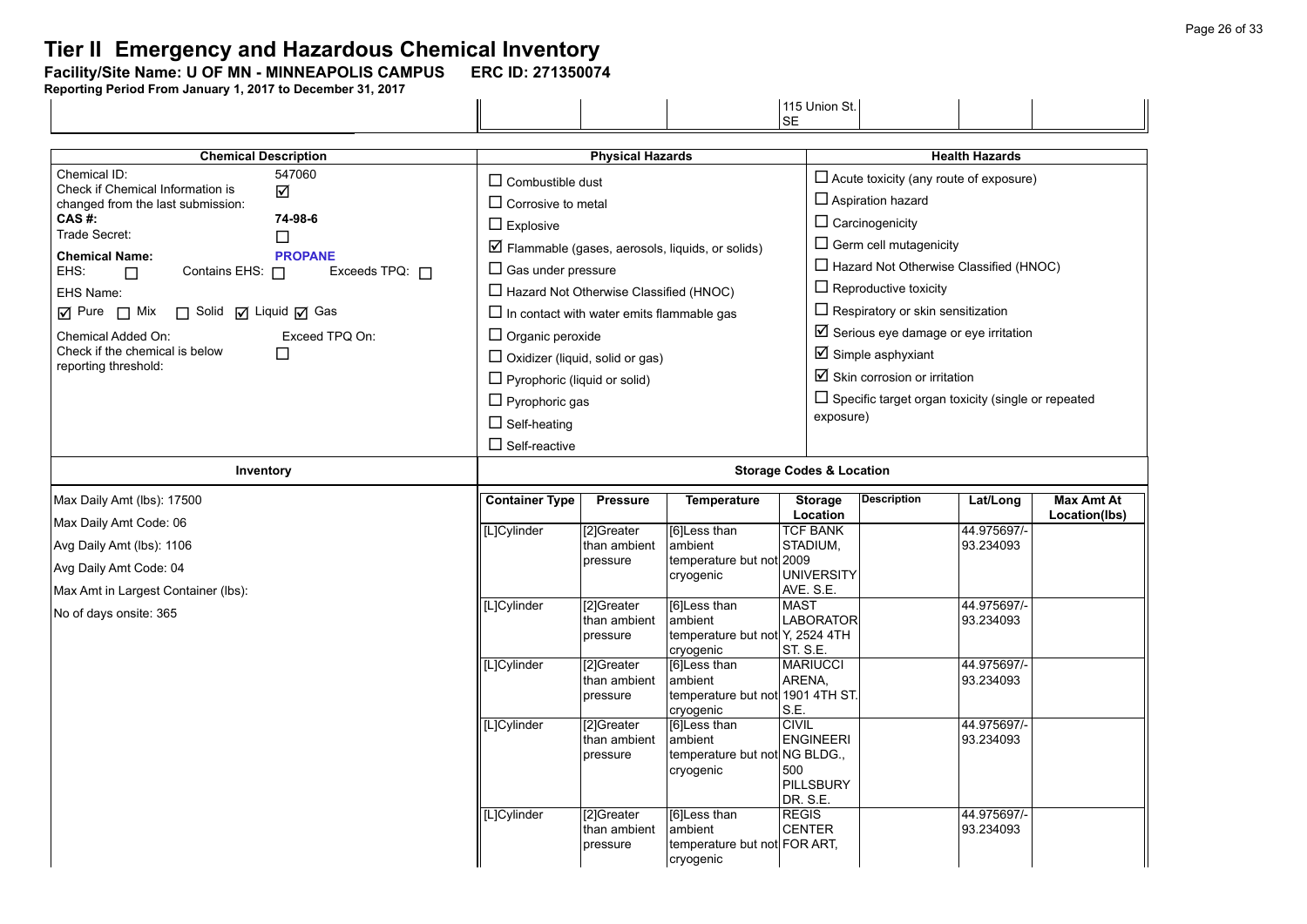# Tier II Emergency and Hazardous Chemical Inventory

**Facility/Site Name: U OF MN - MINNEAPOLIS CAMPUS ERC ID: 271350074**

**Reporting Period From January 1, 2017 to December 31, 2017**

| | | | | | | | |
|---|---|---|---|---|---|---|---|
| | | | | 115 Union St. SE | | | |

| Chemical Description | Physical Hazards | Health Hazards |
|---|---|---|
| Chemical ID: 547060<br>Check if Chemical Information is changed from the last submission: ☑<br>**CAS #: 74-98-6**<br>Trade Secret: ☐<br>**Chemical Name: PROPANE**<br>EHS: ☐ Contains EHS: ☐ Exceeds TPQ: ☐<br>EHS Name:<br>☑ Pure ☐ Mix ☐ Solid ☑ Liquid ☑ Gas<br>Chemical Added On: Exceed TPQ On:<br>Check if the chemical is below reporting threshold: ☐ | ☐ Combustible dust<br>☐ Corrosive to metal<br>☐ Explosive<br>☑ Flammable (gases, aerosols, liquids, or solids)<br>☐ Gas under pressure<br>☐ Hazard Not Otherwise Classified (HNOC)<br>☐ In contact with water emits flammable gas<br>☐ Organic peroxide<br>☐ Oxidizer (liquid, solid or gas)<br>☐ Pyrophoric (liquid or solid)<br>☐ Pyrophoric gas<br>☐ Self-heating<br>☐ Self-reactive | ☐ Acute toxicity (any route of exposure)<br>☐ Aspiration hazard<br>☐ Carcinogenicity<br>☐ Germ cell mutagenicity<br>☐ Hazard Not Otherwise Classified (HNOC)<br>☐ Reproductive toxicity<br>☐ Respiratory or skin sensitization<br>☑ Serious eye damage or eye irritation<br>☑ Simple asphyxiant<br>☑ Skin corrosion or irritation<br>☐ Specific target organ toxicity (single or repeated exposure) |

## Inventory

Max Daily Amt (lbs): 17500

Max Daily Amt Code: 06

Avg Daily Amt (lbs): 1106

Avg Daily Amt Code: 04

Max Amt in Largest Container (lbs):

No of days onsite: 365

## Storage Codes & Location

| Container Type | Pressure | Temperature | Storage Location | Description | Lat/Long | Max Amt At Location(lbs) |
|---|---|---|---|---|---|---|
| [L]Cylinder | [2]Greater than ambient pressure | [6]Less than ambient temperature but not cryogenic | TCF BANK STADIUM, 2009 UNIVERSITY AVE. S.E. | | 44.975697/-93.234093 | |
| [L]Cylinder | [2]Greater than ambient pressure | [6]Less than ambient temperature but not cryogenic | MAST LABORATORY, 2524 4TH ST. S.E. | | 44.975697/-93.234093 | |
| [L]Cylinder | [2]Greater than ambient pressure | [6]Less than ambient temperature but not cryogenic | MARIUCCI ARENA, 1901 4TH ST. S.E. | | 44.975697/-93.234093 | |
| [L]Cylinder | [2]Greater than ambient pressure | [6]Less than ambient temperature but not cryogenic | CIVIL ENGINEERING BLDG., 500 PILLSBURY DR. S.E. | | 44.975697/-93.234093 | |
| [L]Cylinder | [2]Greater than ambient pressure | [6]Less than ambient temperature but not cryogenic | REGIS CENTER FOR ART, | | 44.975697/-93.234093 | |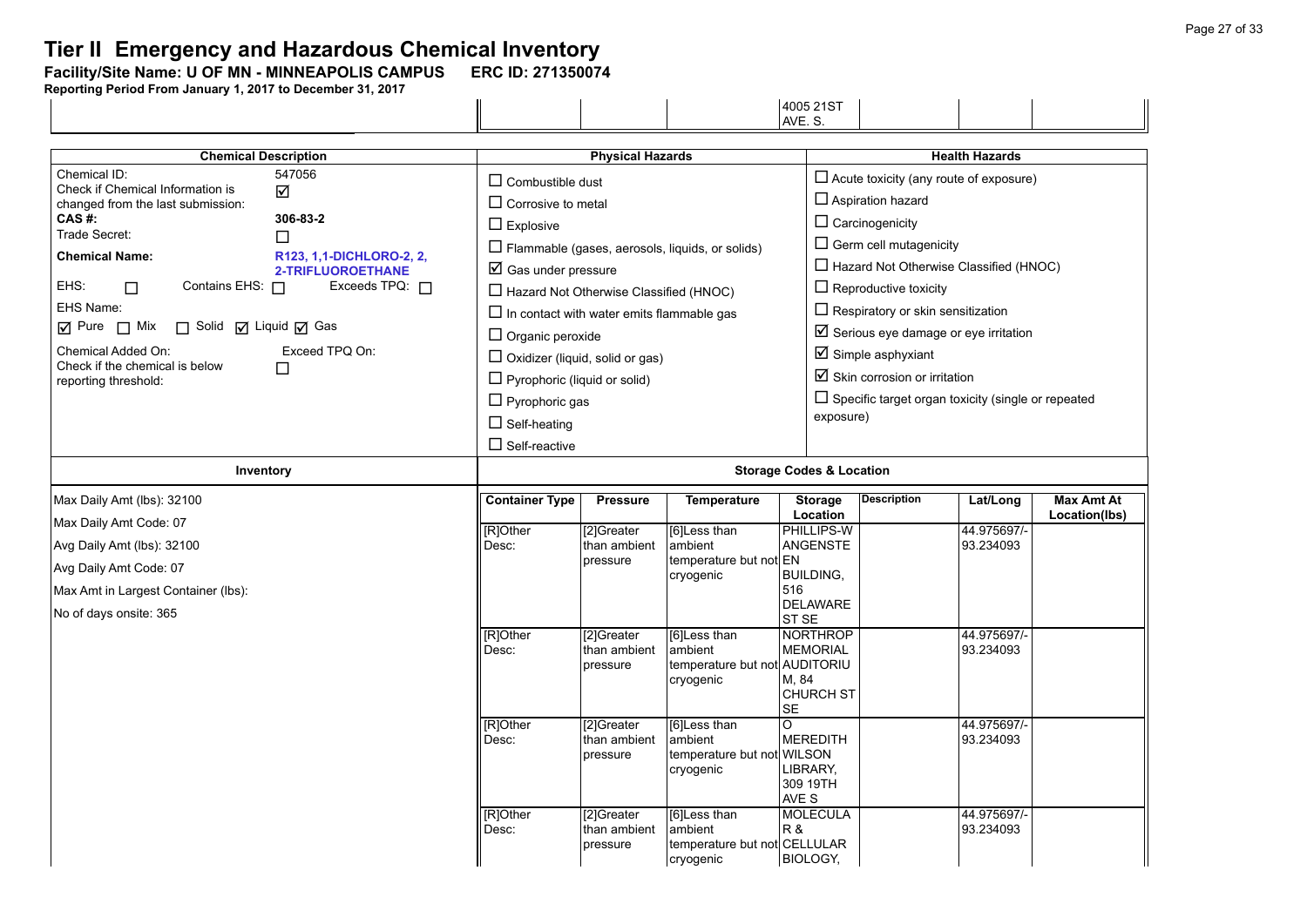# Tier II Emergency and Hazardous Chemical Inventory

**Facility/Site Name: U OF MN - MINNEAPOLIS CAMPUS ERC ID: 271350074**

**Reporting Period From January 1, 2017 to December 31, 2017**

| | | | | | | | |
|---|---|---|---|---|---|---|---|
| | | | | 4005 21ST AVE. S. | | | |

| Chemical Description | Physical Hazards | Health Hazards |
|---|---|---|
| Chemical ID: 547056<br>Check if Chemical Information is changed from the last submission: ☑<br>**CAS #: 306-83-2**<br>Trade Secret: ☐<br>**Chemical Name: R123, 1,1-DICHLORO-2, 2, 2-TRIFLUOROETHANE**<br>EHS: ☐ Contains EHS: ☐ Exceeds TPQ: ☐<br>EHS Name:<br>☑ Pure ☐ Mix ☐ Solid ☑ Liquid ☑ Gas<br>Chemical Added On: Exceed TPQ On:<br>Check if the chemical is below reporting threshold: ☐ | ☐ Combustible dust<br>☐ Corrosive to metal<br>☐ Explosive<br>☐ Flammable (gases, aerosols, liquids, or solids)<br>☑ Gas under pressure<br>☐ Hazard Not Otherwise Classified (HNOC)<br>☐ In contact with water emits flammable gas<br>☐ Organic peroxide<br>☐ Oxidizer (liquid, solid or gas)<br>☐ Pyrophoric (liquid or solid)<br>☐ Pyrophoric gas<br>☐ Self-heating<br>☐ Self-reactive | ☐ Acute toxicity (any route of exposure)<br>☐ Aspiration hazard<br>☐ Carcinogenicity<br>☐ Germ cell mutagenicity<br>☐ Hazard Not Otherwise Classified (HNOC)<br>☐ Reproductive toxicity<br>☐ Respiratory or skin sensitization<br>☑ Serious eye damage or eye irritation<br>☑ Simple asphyxiant<br>☑ Skin corrosion or irritation<br>☐ Specific target organ toxicity (single or repeated exposure) |

**Inventory**

Max Daily Amt (lbs): 32100
Max Daily Amt Code: 07
Avg Daily Amt (lbs): 32100
Avg Daily Amt Code: 07
Max Amt in Largest Container (lbs):
No of days onsite: 365

**Storage Codes & Location**

| Container Type | Pressure | Temperature | Storage Location | Description | Lat/Long | Max Amt At Location(lbs) |
|---|---|---|---|---|---|---|
| [R]Other Desc: | [2]Greater than ambient pressure | [6]Less than ambient temperature but not cryogenic | PHILLIPS-WANGENSTEEN BUILDING, 516 DELAWARE ST SE | | 44.975697/-93.234093 | |
| [R]Other Desc: | [2]Greater than ambient pressure | [6]Less than ambient temperature but not cryogenic | NORTHROP MEMORIAL AUDITORIUM, 84 CHURCH ST SE | | 44.975697/-93.234093 | |
| [R]Other Desc: | [2]Greater than ambient pressure | [6]Less than ambient temperature but not cryogenic | O MEREDITH WILSON LIBRARY, 309 19TH AVE S | | 44.975697/-93.234093 | |
| [R]Other Desc: | [2]Greater than ambient pressure | [6]Less than ambient temperature but not cryogenic | MOLECULAR & CELLULAR BIOLOGY, | | 44.975697/-93.234093 | |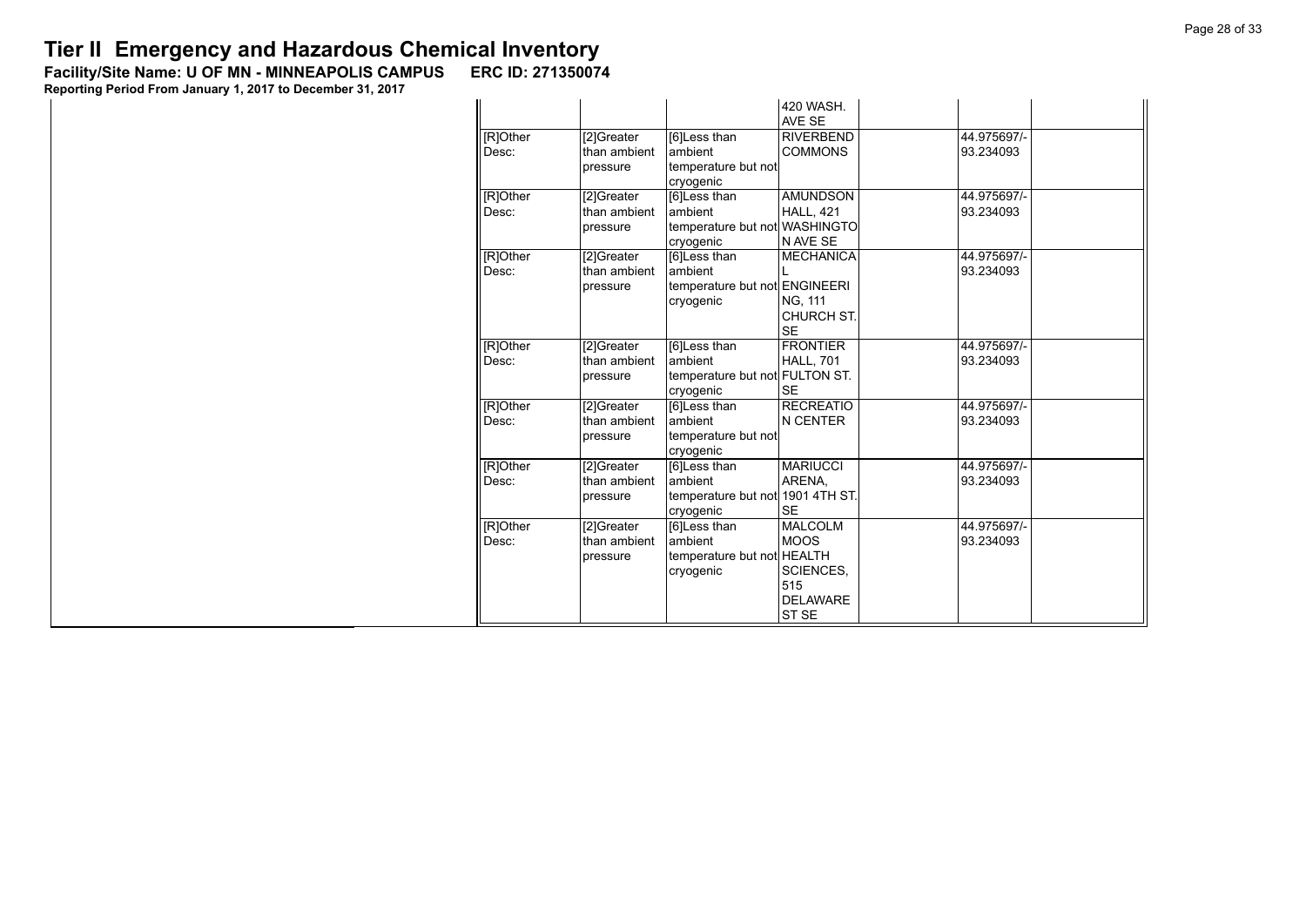# Tier II Emergency and Hazardous Chemical Inventory

**Facility/Site Name: U OF MN - MINNEAPOLIS CAMPUS ERC ID: 271350074**

**Reporting Period From January 1, 2017 to December 31, 2017**

| | | | | | | |
|---|---|---|---|---|---|---|
| | | | 420 WASH. AVE SE | | | |
| [R]Other Desc: | [2]Greater than ambient pressure | [6]Less than ambient temperature but not cryogenic | RIVERBEND COMMONS | | 44.975697/-93.234093 | |
| [R]Other Desc: | [2]Greater than ambient pressure | [6]Less than ambient temperature but not cryogenic | AMUNDSON HALL, 421 WASHINGTON AVE SE | | 44.975697/-93.234093 | |
| [R]Other Desc: | [2]Greater than ambient pressure | [6]Less than ambient temperature but not cryogenic | MECHANICAL ENGINEERING, 111 CHURCH ST. SE | | 44.975697/-93.234093 | |
| [R]Other Desc: | [2]Greater than ambient pressure | [6]Less than ambient temperature but not cryogenic | FRONTIER HALL, 701 FULTON ST. SE | | 44.975697/-93.234093 | |
| [R]Other Desc: | [2]Greater than ambient pressure | [6]Less than ambient temperature but not cryogenic | RECREATION CENTER | | 44.975697/-93.234093 | |
| [R]Other Desc: | [2]Greater than ambient pressure | [6]Less than ambient temperature but not cryogenic | MARIUCCI ARENA, 1901 4TH ST. SE | | 44.975697/-93.234093 | |
| [R]Other Desc: | [2]Greater than ambient pressure | [6]Less than ambient temperature but not cryogenic | MALCOLM MOOS HEALTH SCIENCES, 515 DELAWARE ST SE | | 44.975697/-93.234093 | |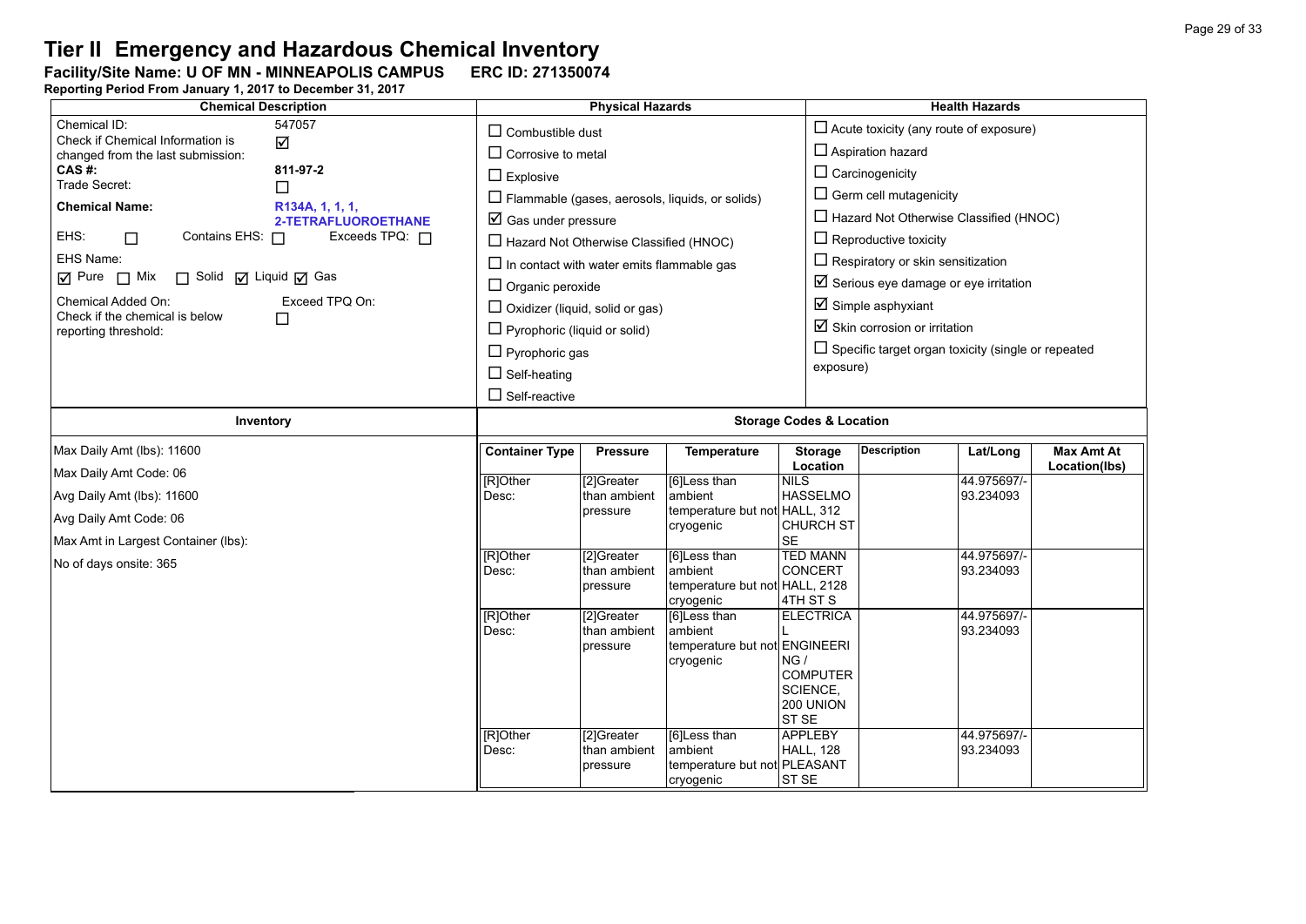# Tier II Emergency and Hazardous Chemical Inventory

**Facility/Site Name: U OF MN - MINNEAPOLIS CAMPUS    ERC ID: 271350074**

**Reporting Period From January 1, 2017 to December 31, 2017**

## Chemical Description

Chemical ID: 547057

Check if Chemical Information is changed from the last submission: ☑

**CAS #:** **811-97-2**

Trade Secret: ☐

**Chemical Name:** **R134A, 1, 1, 1, 2-TETRAFLUOROETHANE**

EHS: ☐    Contains EHS: ☐    Exceeds TPQ: ☐

EHS Name:

☑ Pure ☐ Mix ☐ Solid ☑ Liquid ☑ Gas

Chemical Added On:    Exceed TPQ On:

Check if the chemical is below reporting threshold: ☐

## Physical Hazards

- ☐ Combustible dust
- ☐ Corrosive to metal
- ☐ Explosive
- ☐ Flammable (gases, aerosols, liquids, or solids)
- ☑ Gas under pressure
- ☐ Hazard Not Otherwise Classified (HNOC)
- ☐ In contact with water emits flammable gas
- ☐ Organic peroxide
- ☐ Oxidizer (liquid, solid or gas)
- ☐ Pyrophoric (liquid or solid)
- ☐ Pyrophoric gas
- ☐ Self-heating
- ☐ Self-reactive

## Health Hazards

- ☐ Acute toxicity (any route of exposure)
- ☐ Aspiration hazard
- ☐ Carcinogenicity
- ☐ Germ cell mutagenicity
- ☐ Hazard Not Otherwise Classified (HNOC)
- ☐ Reproductive toxicity
- ☐ Respiratory or skin sensitization
- ☑ Serious eye damage or eye irritation
- ☑ Simple asphyxiant
- ☑ Skin corrosion or irritation
- ☐ Specific target organ toxicity (single or repeated exposure)

## Inventory

Max Daily Amt (lbs): 11600

Max Daily Amt Code: 06

Avg Daily Amt (lbs): 11600

Avg Daily Amt Code: 06

Max Amt in Largest Container (lbs):

No of days onsite: 365

## Storage Codes & Location

| Container Type | Pressure | Temperature | Storage Location | Description | Lat/Long | Max Amt At Location(lbs) |
|---|---|---|---|---|---|---|
| [R]Other Desc: | [2]Greater than ambient pressure | [6]Less than ambient temperature but not cryogenic | NILS HASSELMO HALL, 312 CHURCH ST SE | | 44.975697/-93.234093 | |
| [R]Other Desc: | [2]Greater than ambient pressure | [6]Less than ambient temperature but not cryogenic | TED MANN CONCERT HALL, 2128 4TH ST S | | 44.975697/-93.234093 | |
| [R]Other Desc: | [2]Greater than ambient pressure | [6]Less than ambient temperature but not cryogenic | ELECTRICAL ENGINEERING / COMPUTER SCIENCE, 200 UNION ST SE | | 44.975697/-93.234093 | |
| [R]Other Desc: | [2]Greater than ambient pressure | [6]Less than ambient temperature but not cryogenic | APPLEBY HALL, 128 PLEASANT ST SE | | 44.975697/-93.234093 | |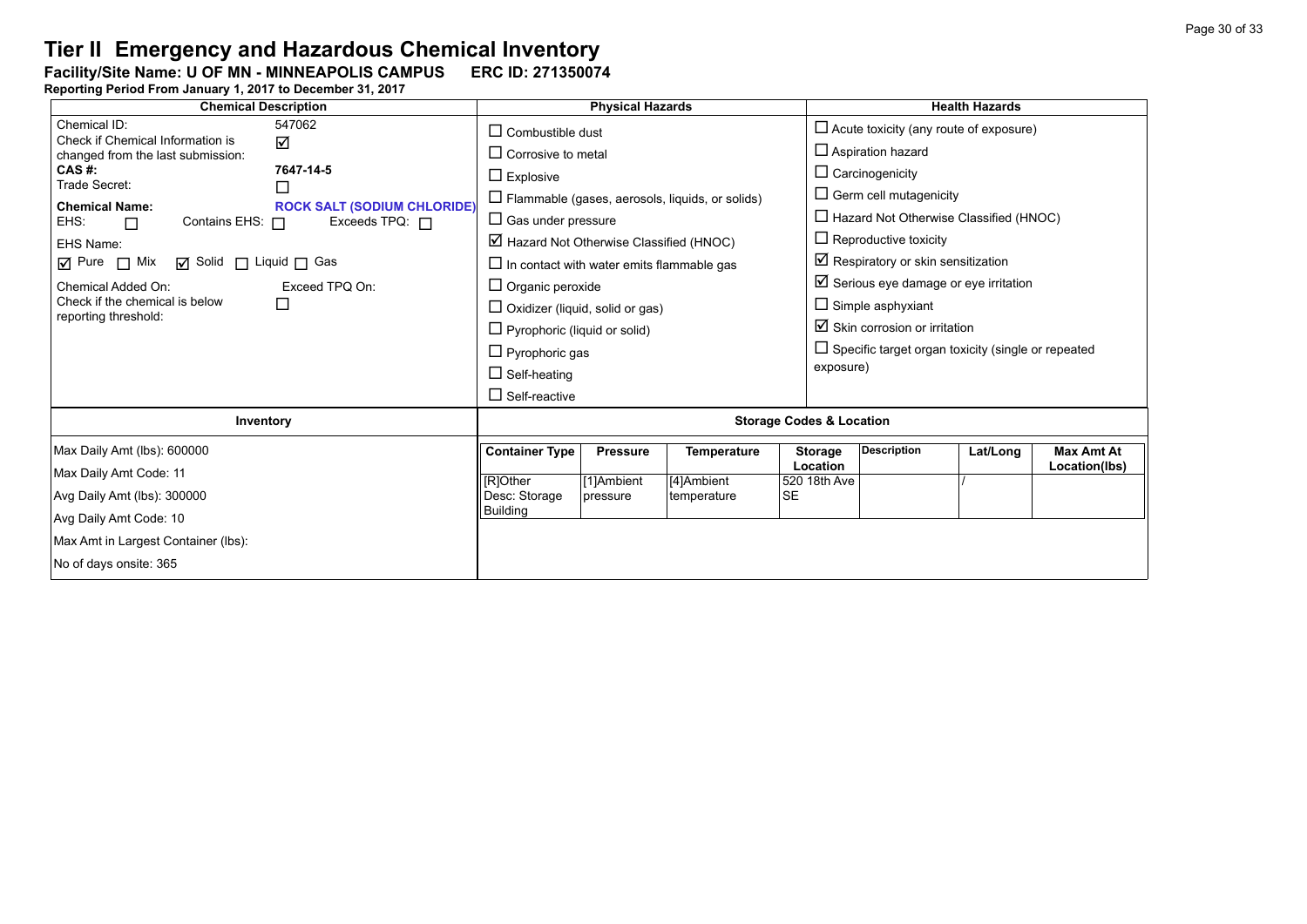# Tier II Emergency and Hazardous Chemical Inventory

**Facility/Site Name: U OF MN - MINNEAPOLIS CAMPUS ERC ID: 271350074**

**Reporting Period From January 1, 2017 to December 31, 2017**

| Chemical Description | Physical Hazards | Health Hazards |
|---|---|---|
| Chemical ID: 547062<br>Check if Chemical Information is changed from the last submission: ☑<br>**CAS #: 7647-14-5**<br>Trade Secret: ☐<br>**Chemical Name: ROCK SALT (SODIUM CHLORIDE)**<br>EHS: ☐ Contains EHS: ☐ Exceeds TPQ: ☐<br>EHS Name:<br>☑ Pure ☐ Mix ☑ Solid ☐ Liquid ☐ Gas<br>Chemical Added On: Exceed TPQ On:<br>Check if the chemical is below reporting threshold: ☐ | ☐ Combustible dust<br>☐ Corrosive to metal<br>☐ Explosive<br>☐ Flammable (gases, aerosols, liquids, or solids)<br>☐ Gas under pressure<br>☑ Hazard Not Otherwise Classified (HNOC)<br>☐ In contact with water emits flammable gas<br>☐ Organic peroxide<br>☐ Oxidizer (liquid, solid or gas)<br>☐ Pyrophoric (liquid or solid)<br>☐ Pyrophoric gas<br>☐ Self-heating<br>☐ Self-reactive | ☐ Acute toxicity (any route of exposure)<br>☐ Aspiration hazard<br>☐ Carcinogenicity<br>☐ Germ cell mutagenicity<br>☐ Hazard Not Otherwise Classified (HNOC)<br>☐ Reproductive toxicity<br>☑ Respiratory or skin sensitization<br>☑ Serious eye damage or eye irritation<br>☐ Simple asphyxiant<br>☑ Skin corrosion or irritation<br>☐ Specific target organ toxicity (single or repeated exposure) |

**Inventory**

Max Daily Amt (lbs): 600000

Max Daily Amt Code: 11

Avg Daily Amt (lbs): 300000

Avg Daily Amt Code: 10

Max Amt in Largest Container (lbs):

No of days onsite: 365

**Storage Codes & Location**

| Container Type | Pressure | Temperature | Storage Location | Description | Lat/Long | Max Amt At Location(lbs) |
|---|---|---|---|---|---|---|
| [R]Other Desc: Storage Building | [1]Ambient pressure | [4]Ambient temperature | 520 18th Ave SE | | / | |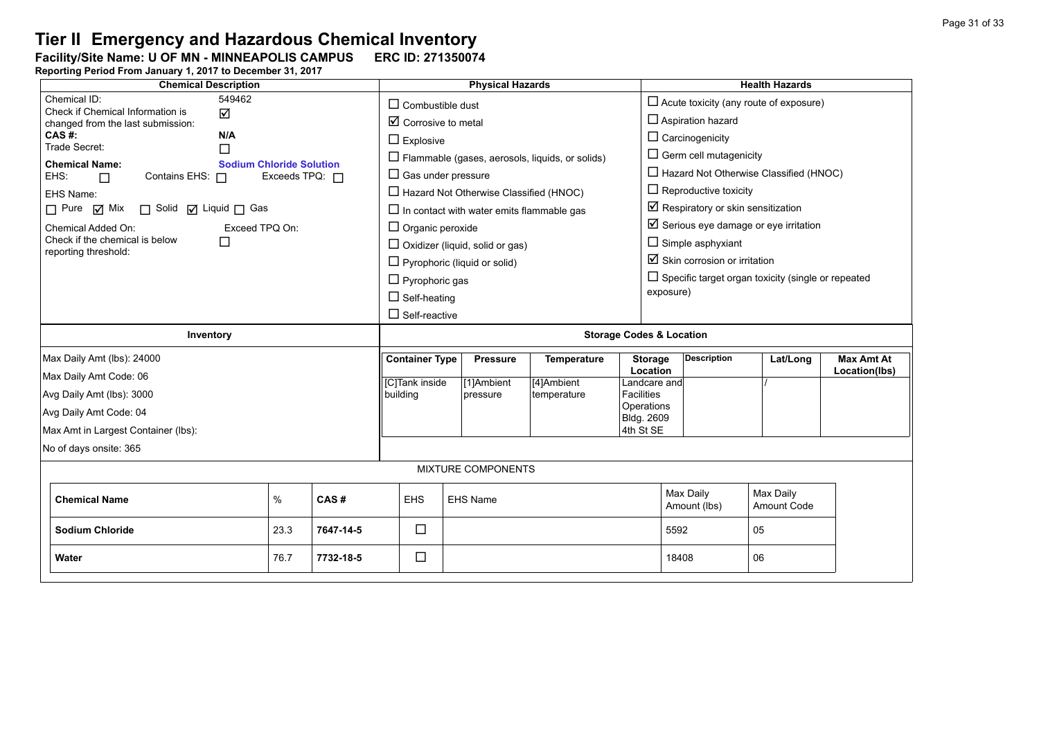# Tier II Emergency and Hazardous Chemical Inventory

**Facility/Site Name: U OF MN - MINNEAPOLIS CAMPUS    ERC ID: 271350074**

**Reporting Period From January 1, 2017 to December 31, 2017**

| Chemical Description | Physical Hazards | Health Hazards |
|---|---|---|
| Chemical ID: 549462<br>Check if Chemical Information is changed from the last submission: ☑<br>**CAS #:** **N/A**<br>Trade Secret: ☐<br>**Chemical Name:** **Sodium Chloride Solution**<br>EHS: ☐ Contains EHS: ☐ Exceeds TPQ: ☐<br>EHS Name:<br>☐ Pure ☑ Mix ☐ Solid ☑ Liquid ☐ Gas<br>Chemical Added On: Exceed TPQ On:<br>Check if the chemical is below reporting threshold: ☐ | ☐ Combustible dust<br>☑ Corrosive to metal<br>☐ Explosive<br>☐ Flammable (gases, aerosols, liquids, or solids)<br>☐ Gas under pressure<br>☐ Hazard Not Otherwise Classified (HNOC)<br>☐ In contact with water emits flammable gas<br>☐ Organic peroxide<br>☐ Oxidizer (liquid, solid or gas)<br>☐ Pyrophoric (liquid or solid)<br>☐ Pyrophoric gas<br>☐ Self-heating<br>☐ Self-reactive | ☐ Acute toxicity (any route of exposure)<br>☐ Aspiration hazard<br>☐ Carcinogenicity<br>☐ Germ cell mutagenicity<br>☐ Hazard Not Otherwise Classified (HNOC)<br>☐ Reproductive toxicity<br>☑ Respiratory or skin sensitization<br>☑ Serious eye damage or eye irritation<br>☐ Simple asphyxiant<br>☑ Skin corrosion or irritation<br>☐ Specific target organ toxicity (single or repeated exposure) |

**Inventory**

Max Daily Amt (lbs): 24000
Max Daily Amt Code: 06
Avg Daily Amt (lbs): 3000
Avg Daily Amt Code: 04
Max Amt in Largest Container (lbs):
No of days onsite: 365

**Storage Codes & Location**

| Container Type | Pressure | Temperature | Storage Location | Description | Lat/Long | Max Amt At Location(lbs) |
|---|---|---|---|---|---|---|
| [C]Tank inside building | [1]Ambient pressure | [4]Ambient temperature | Landcare and Facilities Operations Bldg. 2609 4th St SE | | / | |

MIXTURE COMPONENTS

| Chemical Name | % | CAS # | EHS | EHS Name | Max Daily Amount (lbs) | Max Daily Amount Code |
|---|---|---|---|---|---|---|
| **Sodium Chloride** | 23.3 | **7647-14-5** | ☐ | | 5592 | 05 |
| **Water** | 76.7 | **7732-18-5** | ☐ | | 18408 | 06 |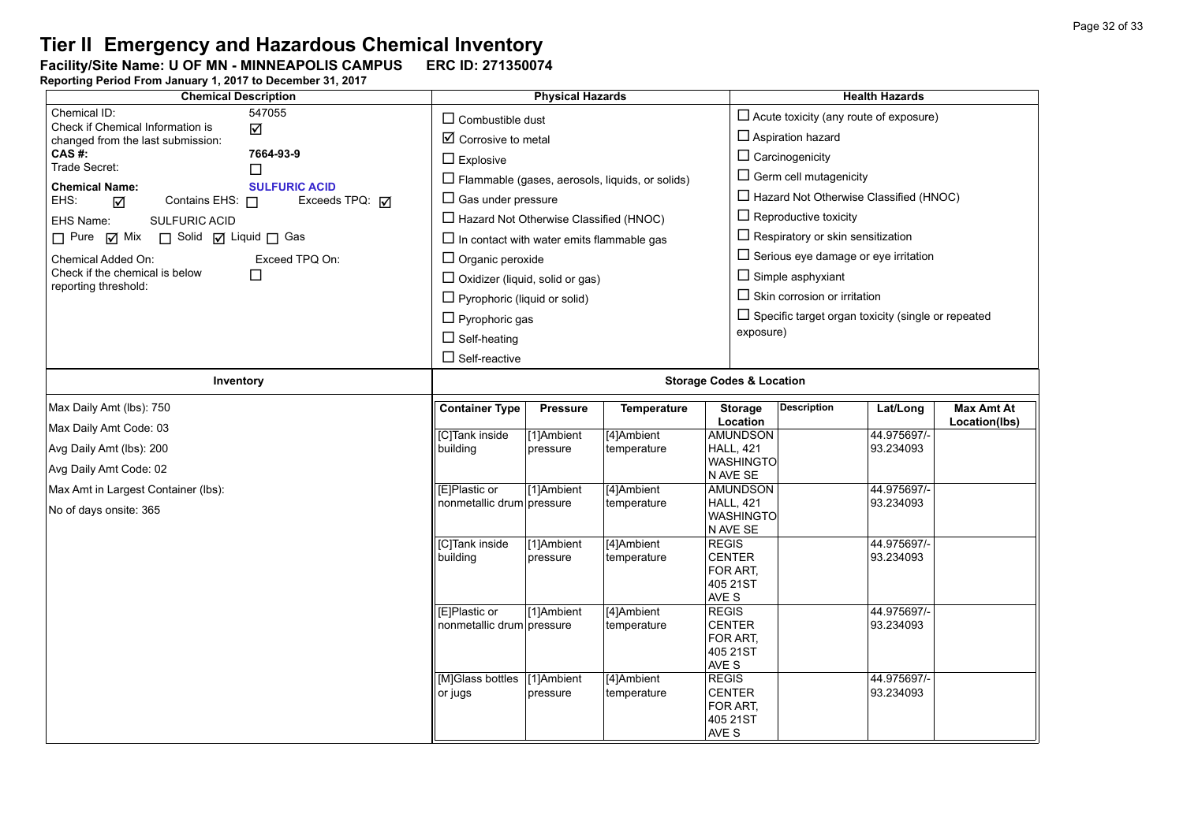# Tier II Emergency and Hazardous Chemical Inventory

**Facility/Site Name: U OF MN - MINNEAPOLIS CAMPUS ERC ID: 271350074**

**Reporting Period From January 1, 2017 to December 31, 2017**

| Chemical Description | Physical Hazards | Health Hazards |
|---|---|---|
| Chemical ID: 547055<br>Check if Chemical Information is changed from the last submission: ☑<br>**CAS #: 7664-93-9**<br>Trade Secret: ☐<br>**Chemical Name: SULFURIC ACID**<br>EHS: ☑ Contains EHS: ☐ Exceeds TPQ: ☑<br>EHS Name: SULFURIC ACID<br>☐ Pure ☑ Mix ☐ Solid ☑ Liquid ☐ Gas<br>Chemical Added On: Exceed TPQ On:<br>Check if the chemical is below reporting threshold: ☐ | ☐ Combustible dust<br>☑ Corrosive to metal<br>☐ Explosive<br>☐ Flammable (gases, aerosols, liquids, or solids)<br>☐ Gas under pressure<br>☐ Hazard Not Otherwise Classified (HNOC)<br>☐ In contact with water emits flammable gas<br>☐ Organic peroxide<br>☐ Oxidizer (liquid, solid or gas)<br>☐ Pyrophoric (liquid or solid)<br>☐ Pyrophoric gas<br>☐ Self-heating<br>☐ Self-reactive | ☐ Acute toxicity (any route of exposure)<br>☐ Aspiration hazard<br>☐ Carcinogenicity<br>☐ Germ cell mutagenicity<br>☐ Hazard Not Otherwise Classified (HNOC)<br>☐ Reproductive toxicity<br>☐ Respiratory or skin sensitization<br>☐ Serious eye damage or eye irritation<br>☐ Simple asphyxiant<br>☐ Skin corrosion or irritation<br>☐ Specific target organ toxicity (single or repeated exposure) |

**Inventory**

Max Daily Amt (lbs): 750

Max Daily Amt Code: 03

Avg Daily Amt (lbs): 200

Avg Daily Amt Code: 02

Max Amt in Largest Container (lbs):

No of days onsite: 365

**Storage Codes & Location**

| Container Type | Pressure | Temperature | Storage Location | Description | Lat/Long | Max Amt At Location(lbs) |
|---|---|---|---|---|---|---|
| [C]Tank inside building | [1]Ambient pressure | [4]Ambient temperature | AMUNDSON HALL, 421 WASHINGTON AVE SE | | 44.975697/-93.234093 | |
| [E]Plastic or nonmetallic drum | [1]Ambient pressure | [4]Ambient temperature | AMUNDSON HALL, 421 WASHINGTON AVE SE | | 44.975697/-93.234093 | |
| [C]Tank inside building | [1]Ambient pressure | [4]Ambient temperature | REGIS CENTER FOR ART, 405 21ST AVE S | | 44.975697/-93.234093 | |
| [E]Plastic or nonmetallic drum | [1]Ambient pressure | [4]Ambient temperature | REGIS CENTER FOR ART, 405 21ST AVE S | | 44.975697/-93.234093 | |
| [M]Glass bottles or jugs | [1]Ambient pressure | [4]Ambient temperature | REGIS CENTER FOR ART, 405 21ST AVE S | | 44.975697/-93.234093 | |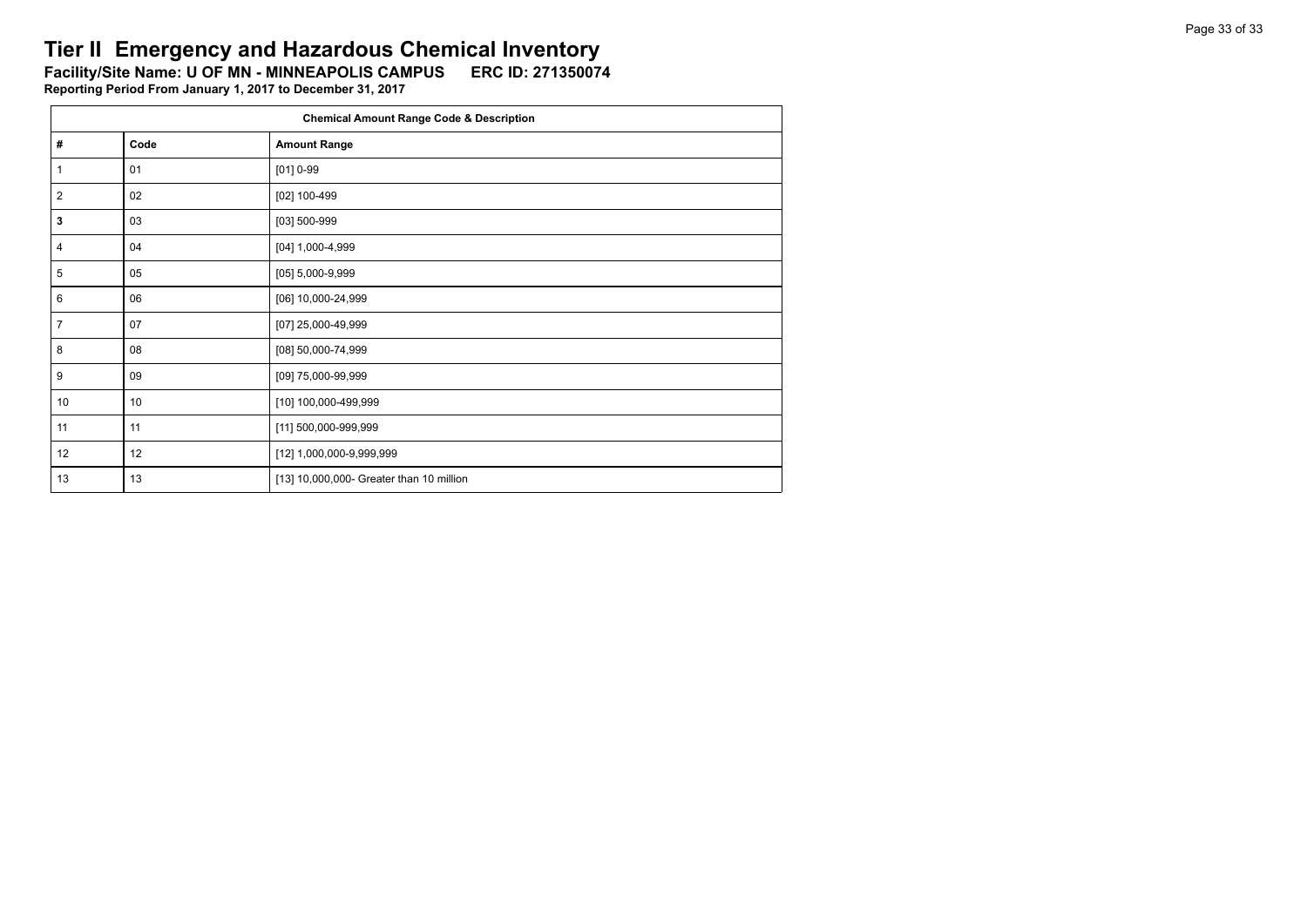# Tier II Emergency and Hazardous Chemical Inventory

**Facility/Site Name: U OF MN - MINNEAPOLIS CAMPUS ERC ID: 271350074**

**Reporting Period From January 1, 2017 to December 31, 2017**

| **Chemical Amount Range Code & Description** | | |
|---|---|---|
| **#** | **Code** | **Amount Range** |
| 1 | 01 | [01] 0-99 |
| 2 | 02 | [02] 100-499 |
| **3** | 03 | [03] 500-999 |
| 4 | 04 | [04] 1,000-4,999 |
| 5 | 05 | [05] 5,000-9,999 |
| 6 | 06 | [06] 10,000-24,999 |
| 7 | 07 | [07] 25,000-49,999 |
| 8 | 08 | [08] 50,000-74,999 |
| 9 | 09 | [09] 75,000-99,999 |
| 10 | 10 | [10] 100,000-499,999 |
| 11 | 11 | [11] 500,000-999,999 |
| 12 | 12 | [12] 1,000,000-9,999,999 |
| 13 | 13 | [13] 10,000,000- Greater than 10 million |